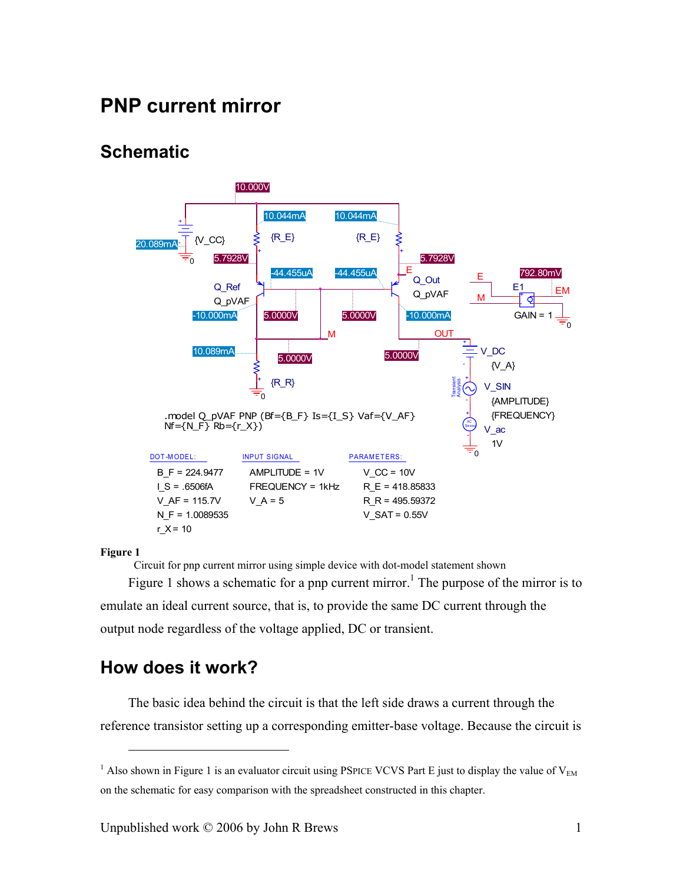# PNP current mirror

## Schematic

Figure 1

Circuit for pnp current mirror using simple device with dot-model statement shown

Figure 1 shows a schematic for a pnp current mirror.[1] The purpose of the mirror is to emulate an ideal current source, that is, to provide the same DC current through the output node regardless of the voltage applied, DC or transient.

## How does it work?

The basic idea behind the circuit is that the left side draws a current through the reference transistor setting up a corresponding emitter-base voltage. Because the circuit is

---

[1] Also shown in Figure 1 is an evaluator circuit using PSPICE VCVS Part E just to display the value of $V_{EM}$ on the schematic for easy comparison with the spreadsheet constructed in this chapter.

Unpublished work © 2006 by John R Brews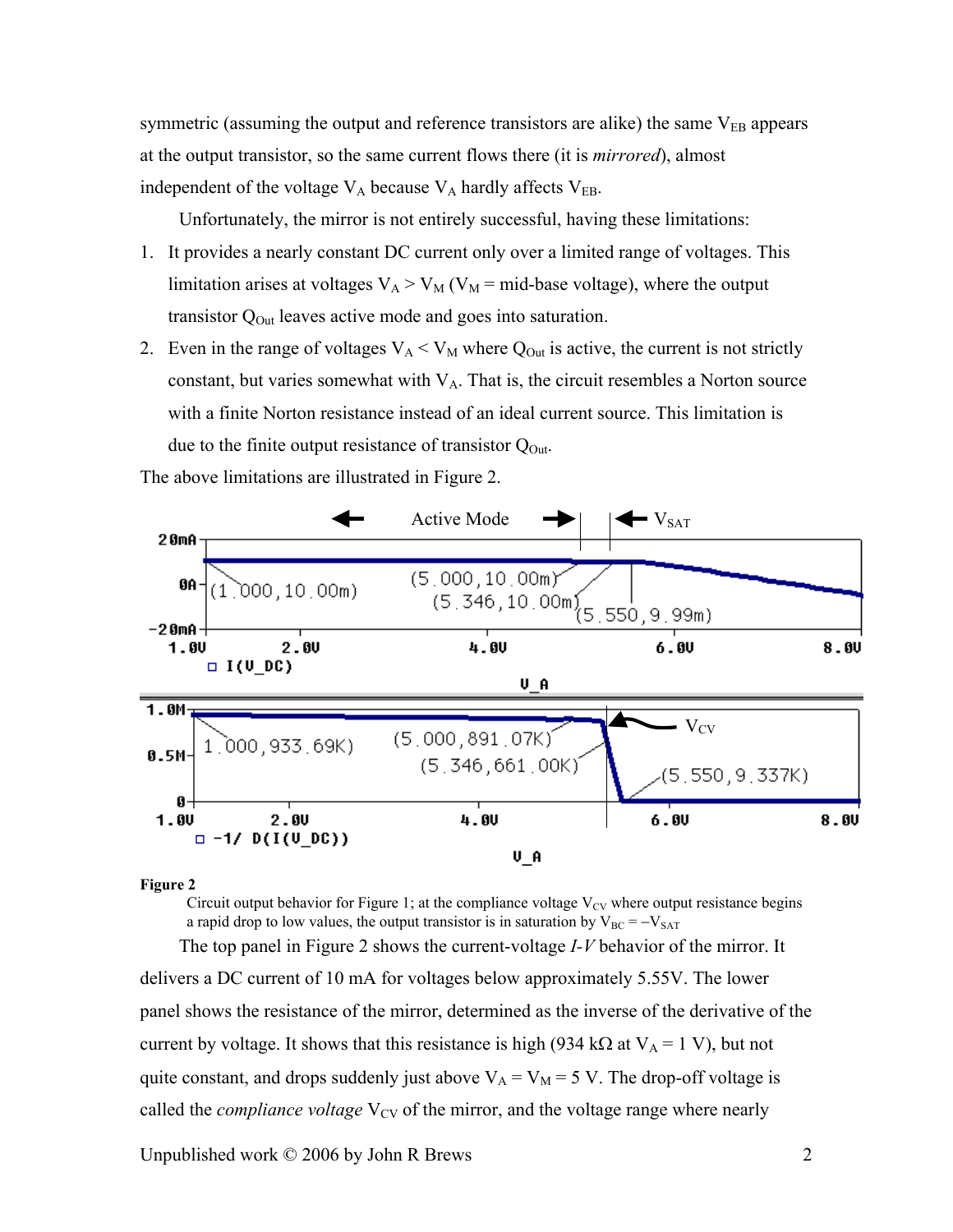symmetric (assuming the output and reference transistors are alike) the same $V_{EB}$ appears at the output transistor, so the same current flows there (it is *mirrored*), almost independent of the voltage $V_A$ because $V_A$ hardly affects $V_{EB}$.

Unfortunately, the mirror is not entirely successful, having these limitations:

1. It provides a nearly constant DC current only over a limited range of voltages. This limitation arises at voltages $V_A > V_M$ ($V_M$ = mid-base voltage), where the output transistor $Q_{Out}$ leaves active mode and goes into saturation.
2. Even in the range of voltages $V_A < V_M$ where $Q_{Out}$ is active, the current is not strictly constant, but varies somewhat with $V_A$. That is, the circuit resembles a Norton source with a finite Norton resistance instead of an ideal current source. This limitation is due to the finite output resistance of transistor $Q_{Out}$.

The above limitations are illustrated in Figure 2.

**Figure 2**

Circuit output behavior for Figure 1; at the compliance voltage $V_{CV}$ where output resistance begins a rapid drop to low values, the output transistor is in saturation by $V_{BC} = -V_{SAT}$

The top panel in Figure 2 shows the current-voltage *I-V* behavior of the mirror. It delivers a DC current of 10 mA for voltages below approximately 5.55V. The lower panel shows the resistance of the mirror, determined as the inverse of the derivative of the current by voltage. It shows that this resistance is high (934 kΩ at $V_A$ = 1 V), but not quite constant, and drops suddenly just above $V_A = V_M$ = 5 V. The drop-off voltage is called the *compliance voltage* $V_{CV}$ of the mirror, and the voltage range where nearly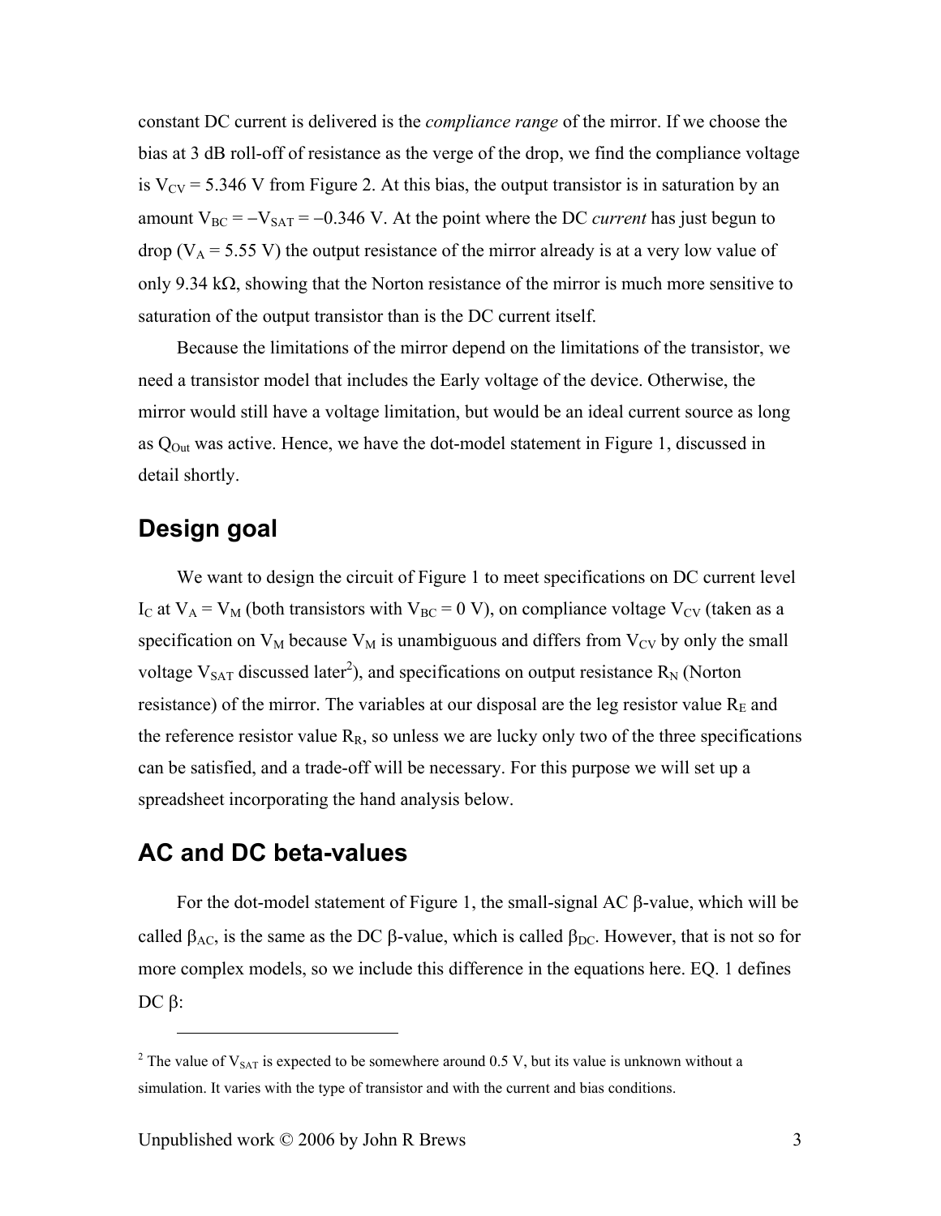constant DC current is delivered is the *compliance range* of the mirror. If we choose the bias at 3 dB roll-off of resistance as the verge of the drop, we find the compliance voltage is $V_{CV} = 5.346$ V from Figure 2. At this bias, the output transistor is in saturation by an amount $V_{BC} = -V_{SAT} = -0.346$ V. At the point where the DC *current* has just begun to drop ($V_A = 5.55$ V) the output resistance of the mirror already is at a very low value of only 9.34 kΩ, showing that the Norton resistance of the mirror is much more sensitive to saturation of the output transistor than is the DC current itself.

Because the limitations of the mirror depend on the limitations of the transistor, we need a transistor model that includes the Early voltage of the device. Otherwise, the mirror would still have a voltage limitation, but would be an ideal current source as long as $Q_{Out}$ was active. Hence, we have the dot-model statement in Figure 1, discussed in detail shortly.

## Design goal

We want to design the circuit of Figure 1 to meet specifications on DC current level $I_C$ at $V_A = V_M$ (both transistors with $V_{BC} = 0$ V), on compliance voltage $V_{CV}$ (taken as a specification on $V_M$ because $V_M$ is unambiguous and differs from $V_{CV}$ by only the small voltage $V_{SAT}$ discussed later[2]), and specifications on output resistance $R_N$ (Norton resistance) of the mirror. The variables at our disposal are the leg resistor value $R_E$ and the reference resistor value $R_R$, so unless we are lucky only two of the three specifications can be satisfied, and a trade-off will be necessary. For this purpose we will set up a spreadsheet incorporating the hand analysis below.

## AC and DC beta-values

For the dot-model statement of Figure 1, the small-signal AC β-value, which will be called $\beta_{AC}$, is the same as the DC β-value, which is called $\beta_{DC}$. However, that is not so for more complex models, so we include this difference in the equations here. EQ. 1 defines DC β:

---

[2] The value of $V_{SAT}$ is expected to be somewhere around 0.5 V, but its value is unknown without a simulation. It varies with the type of transistor and with the current and bias conditions.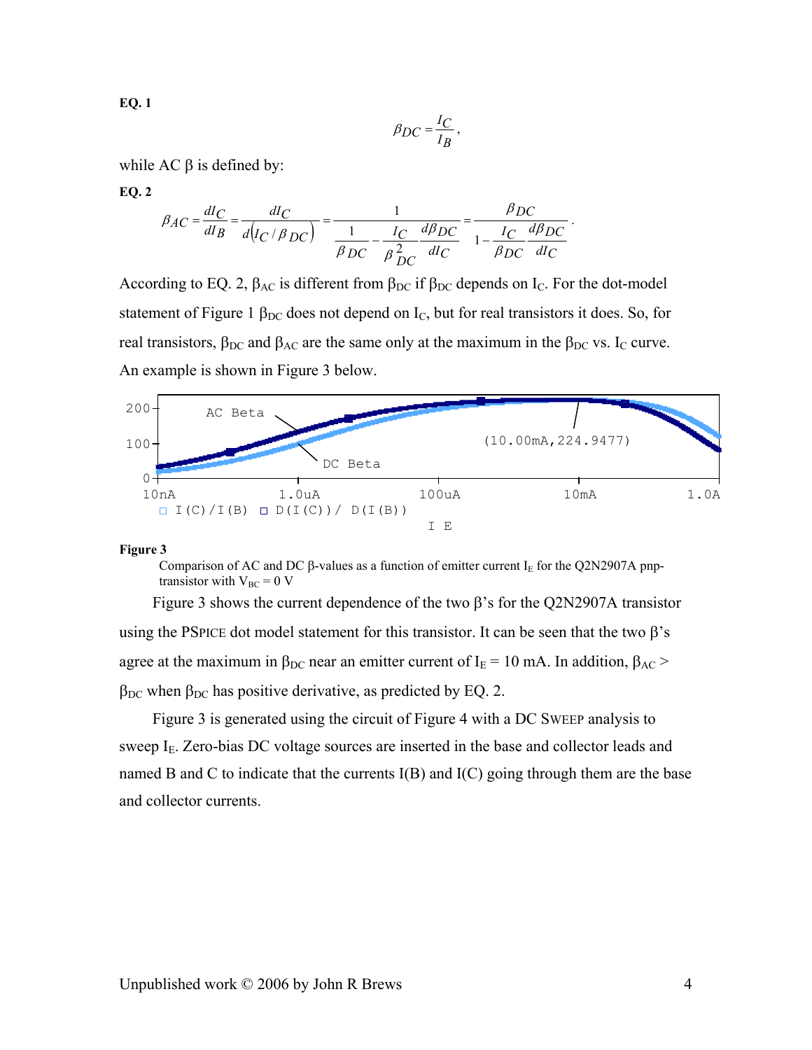**EQ. 1**

$$\beta_{DC} = \frac{I_C}{I_B},$$

while AC β is defined by:

**EQ. 2**

$$\beta_{AC} = \frac{dI_C}{dI_B} = \frac{dI_C}{d(I_C/\beta_{DC})} = \frac{1}{\dfrac{1}{\beta_{DC}} - \dfrac{I_C}{\beta_{DC}^2}\dfrac{d\beta_{DC}}{dI_C}} = \frac{\beta_{DC}}{1 - \dfrac{I_C}{\beta_{DC}}\dfrac{d\beta_{DC}}{dI_C}}.$$

According to EQ. 2, $\beta_{AC}$ is different from $\beta_{DC}$ if $\beta_{DC}$ depends on $I_C$. For the dot-model statement of Figure 1 $\beta_{DC}$ does not depend on $I_C$, but for real transistors it does. So, for real transistors, $\beta_{DC}$ and $\beta_{AC}$ are the same only at the maximum in the $\beta_{DC}$ vs. $I_C$ curve. An example is shown in Figure 3 below.

**Figure 3**

Comparison of AC and DC β-values as a function of emitter current $I_E$ for the Q2N2907A pnp-transistor with $V_{BC} = 0$ V

Figure 3 shows the current dependence of the two β's for the Q2N2907A transistor using the PSPICE dot model statement for this transistor. It can be seen that the two β's agree at the maximum in $\beta_{DC}$ near an emitter current of $I_E = 10$ mA. In addition, $\beta_{AC} > \beta_{DC}$ when $\beta_{DC}$ has positive derivative, as predicted by EQ. 2.

Figure 3 is generated using the circuit of Figure 4 with a DC SWEEP analysis to sweep $I_E$. Zero-bias DC voltage sources are inserted in the base and collector leads and named B and C to indicate that the currents I(B) and I(C) going through them are the base and collector currents.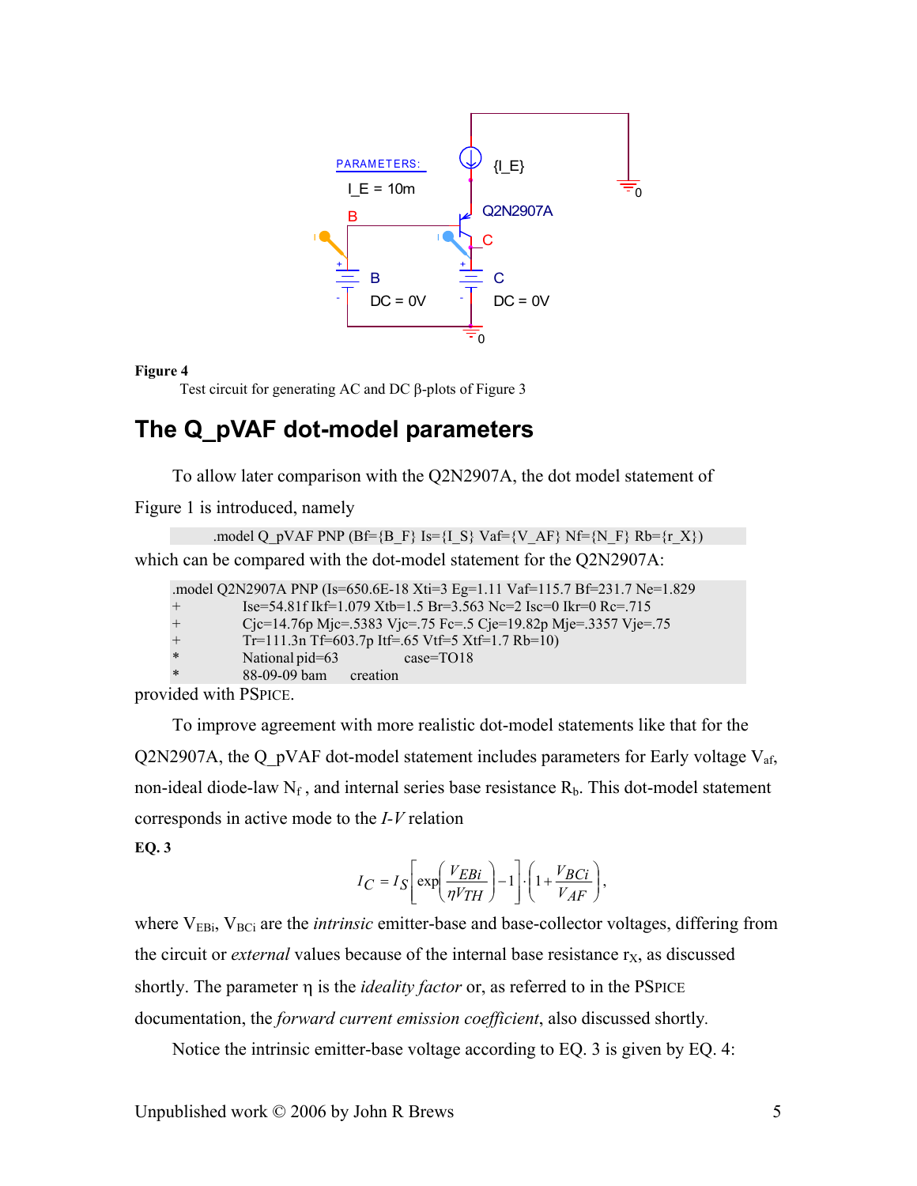**Figure 4**
Test circuit for generating AC and DC β-plots of Figure 3

## The Q_pVAF dot-model parameters

To allow later comparison with the Q2N2907A, the dot model statement of Figure 1 is introduced, namely

```
.model Q_pVAF PNP (Bf={B_F} Is={I_S} Vaf={V_AF} Nf={N_F} Rb={r_X})
```

which can be compared with the dot-model statement for the Q2N2907A:

```
.model Q2N2907A PNP (Is=650.6E-18 Xti=3 Eg=1.11 Vaf=115.7 Bf=231.7 Ne=1.829
+       Ise=54.81f Ikf=1.079 Xtb=1.5 Br=3.563 Nc=2 Isc=0 Ikr=0 Rc=.715
+       Cjc=14.76p Mjc=.5383 Vjc=.75 Fc=.5 Cje=19.82p Mje=.3357 Vje=.75
+       Tr=111.3n Tf=603.7p Itf=.65 Vtf=5 Xtf=1.7 Rb=10)
*       National pid=63         case=TO18
*       88-09-09 bam     creation
```

provided with PSPICE.

To improve agreement with more realistic dot-model statements like that for the Q2N2907A, the Q_pVAF dot-model statement includes parameters for Early voltage $V_{af}$, non-ideal diode-law $N_f$ , and internal series base resistance $R_b$. This dot-model statement corresponds in active mode to the *I-V* relation

**EQ. 3**

$$I_C = I_S\left[\exp\left(\frac{V_{EBi}}{\eta V_{TH}}\right)-1\right]\cdot\left(1+\frac{V_{BCi}}{V_{AF}}\right),$$

where $V_{EBi}$, $V_{BCi}$ are the *intrinsic* emitter-base and base-collector voltages, differing from the circuit or *external* values because of the internal base resistance $r_X$, as discussed shortly. The parameter η is the *ideality factor* or, as referred to in the PSPICE documentation, the *forward current emission coefficient*, also discussed shortly.

Notice the intrinsic emitter-base voltage according to EQ. 3 is given by EQ. 4: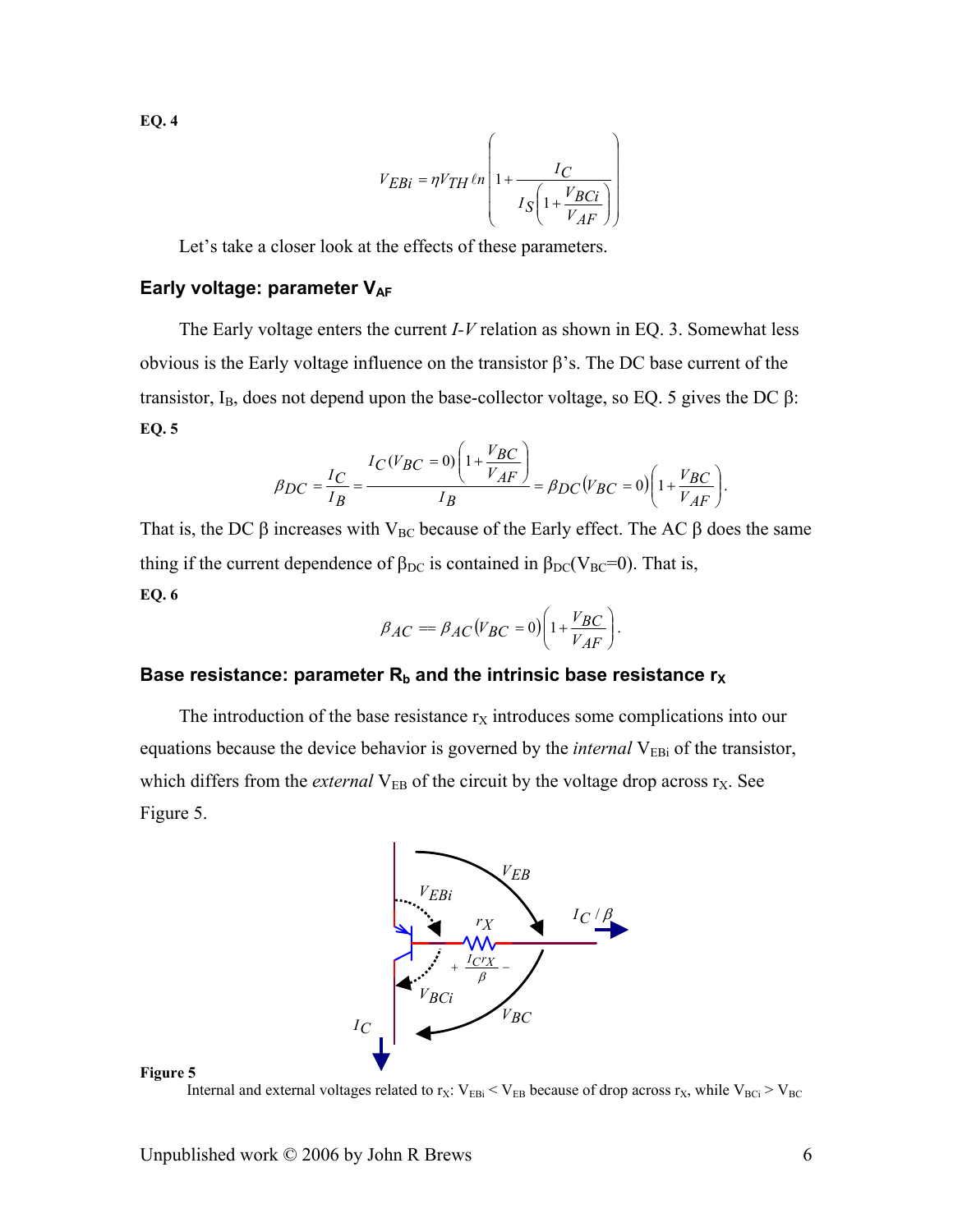**EQ. 4**

$$V_{EBi} = \eta V_{TH} \ell n \left( 1 + \frac{I_C}{I_S \left( 1 + \frac{V_{BCi}}{V_{AF}} \right)} \right)$$

Let's take a closer look at the effects of these parameters.

### Early voltage: parameter $V_{AF}$

The Early voltage enters the current *I-V* relation as shown in EQ. 3. Somewhat less obvious is the Early voltage influence on the transistor β's. The DC base current of the transistor, $I_B$, does not depend upon the base-collector voltage, so EQ. 5 gives the DC β:

**EQ. 5**

$$\beta_{DC} = \frac{I_C}{I_B} = \frac{I_C(V_{BC} = 0)\left(1 + \frac{V_{BC}}{V_{AF}}\right)}{I_B} = \beta_{DC}(V_{BC} = 0)\left(1 + \frac{V_{BC}}{V_{AF}}\right).$$

That is, the DC β increases with $V_{BC}$ because of the Early effect. The AC β does the same thing if the current dependence of $\beta_{DC}$ is contained in $\beta_{DC}(V_{BC}=0)$. That is,

**EQ. 6**

$$\beta_{AC} == \beta_{AC}(V_{BC} = 0)\left(1 + \frac{V_{BC}}{V_{AF}}\right).$$

### Base resistance: parameter $R_b$ and the intrinsic base resistance $r_X$

The introduction of the base resistance $r_X$ introduces some complications into our equations because the device behavior is governed by the *internal* $V_{EBi}$ of the transistor, which differs from the *external* $V_{EB}$ of the circuit by the voltage drop across $r_X$. See Figure 5.

**Figure 5**
Internal and external voltages related to $r_X$: $V_{EBi} < V_{EB}$ because of drop across $r_X$, while $V_{BCi} > V_{BC}$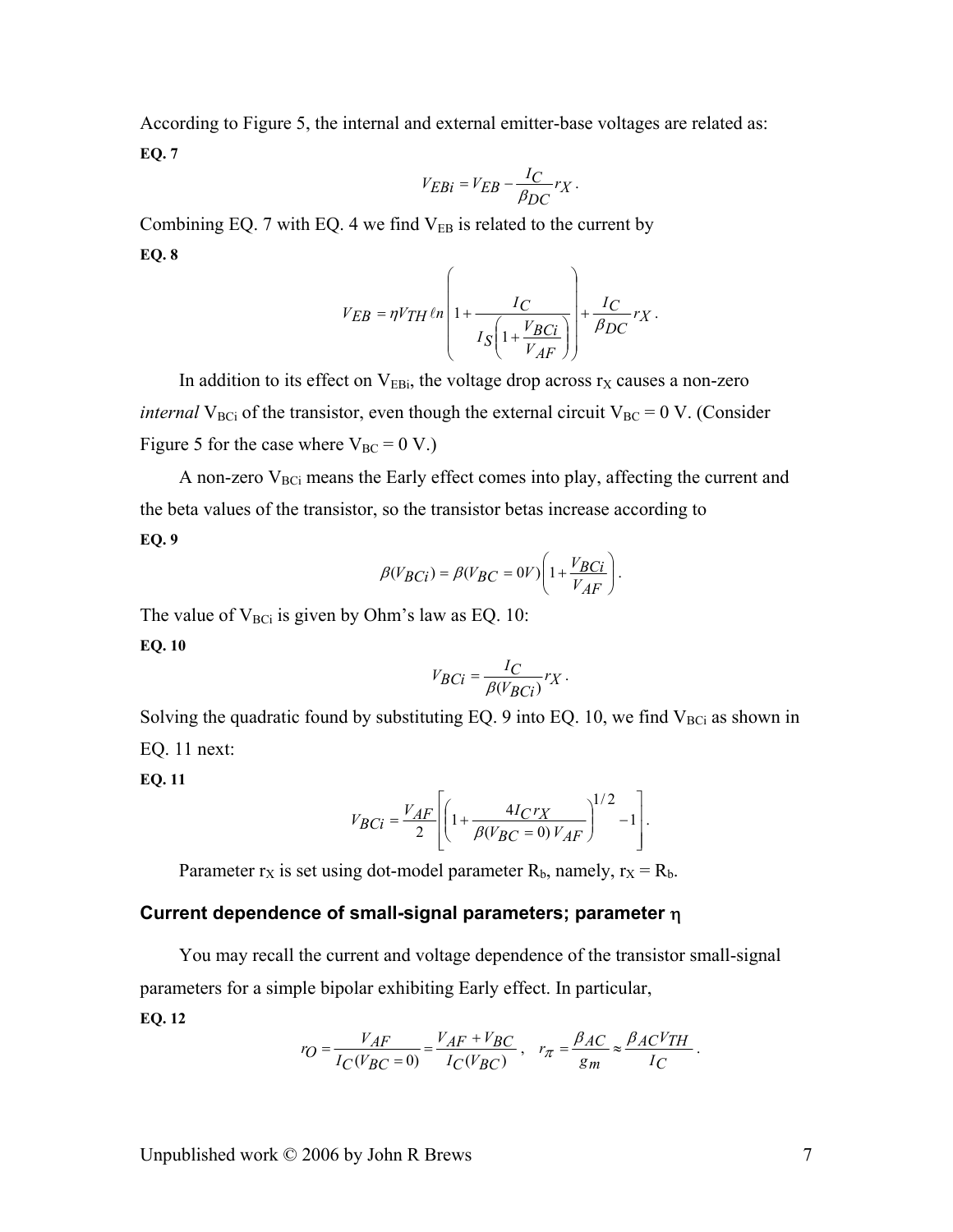According to Figure 5, the internal and external emitter-base voltages are related as:

**EQ. 7**

$$V_{EBi} = V_{EB} - \frac{I_C}{\beta_{DC}} r_X \, .$$

Combining EQ. 7 with EQ. 4 we find $V_{EB}$ is related to the current by

**EQ. 8**

$$V_{EB} = \eta V_{TH} \ell n \left( 1 + \frac{I_C}{I_S \left( 1 + \frac{V_{BCi}}{V_{AF}} \right)} \right) + \frac{I_C}{\beta_{DC}} r_X \, .$$

In addition to its effect on $V_{EBi}$, the voltage drop across $r_X$ causes a non-zero *internal* $V_{BCi}$ of the transistor, even though the external circuit $V_{BC}$ = 0 V. (Consider Figure 5 for the case where $V_{BC}$ = 0 V.)

A non-zero $V_{BCi}$ means the Early effect comes into play, affecting the current and the beta values of the transistor, so the transistor betas increase according to

**EQ. 9**

$$\beta(V_{BCi}) = \beta(V_{BC} = 0V) \left( 1 + \frac{V_{BCi}}{V_{AF}} \right).$$

The value of $V_{BCi}$ is given by Ohm's law as EQ. 10:

**EQ. 10**

$$V_{BCi} = \frac{I_C}{\beta(V_{BCi})} r_X \, .$$

Solving the quadratic found by substituting EQ. 9 into EQ. 10, we find $V_{BCi}$ as shown in EQ. 11 next:

**EQ. 11**

$$V_{BCi} = \frac{V_{AF}}{2} \left[ \left( 1 + \frac{4 I_C r_X}{\beta(V_{BC} = 0) \, V_{AF}} \right)^{1/2} - 1 \right].$$

Parameter $r_X$ is set using dot-model parameter $R_b$, namely, $r_X = R_b$.

### Current dependence of small-signal parameters; parameter η

You may recall the current and voltage dependence of the transistor small-signal parameters for a simple bipolar exhibiting Early effect. In particular,

**EQ. 12**

$$r_O = \frac{V_{AF}}{I_C(V_{BC} = 0)} = \frac{V_{AF} + V_{BC}}{I_C(V_{BC})} \, , \quad r_\pi = \frac{\beta_{AC}}{g_m} \approx \frac{\beta_{AC} V_{TH}}{I_C} \, .$$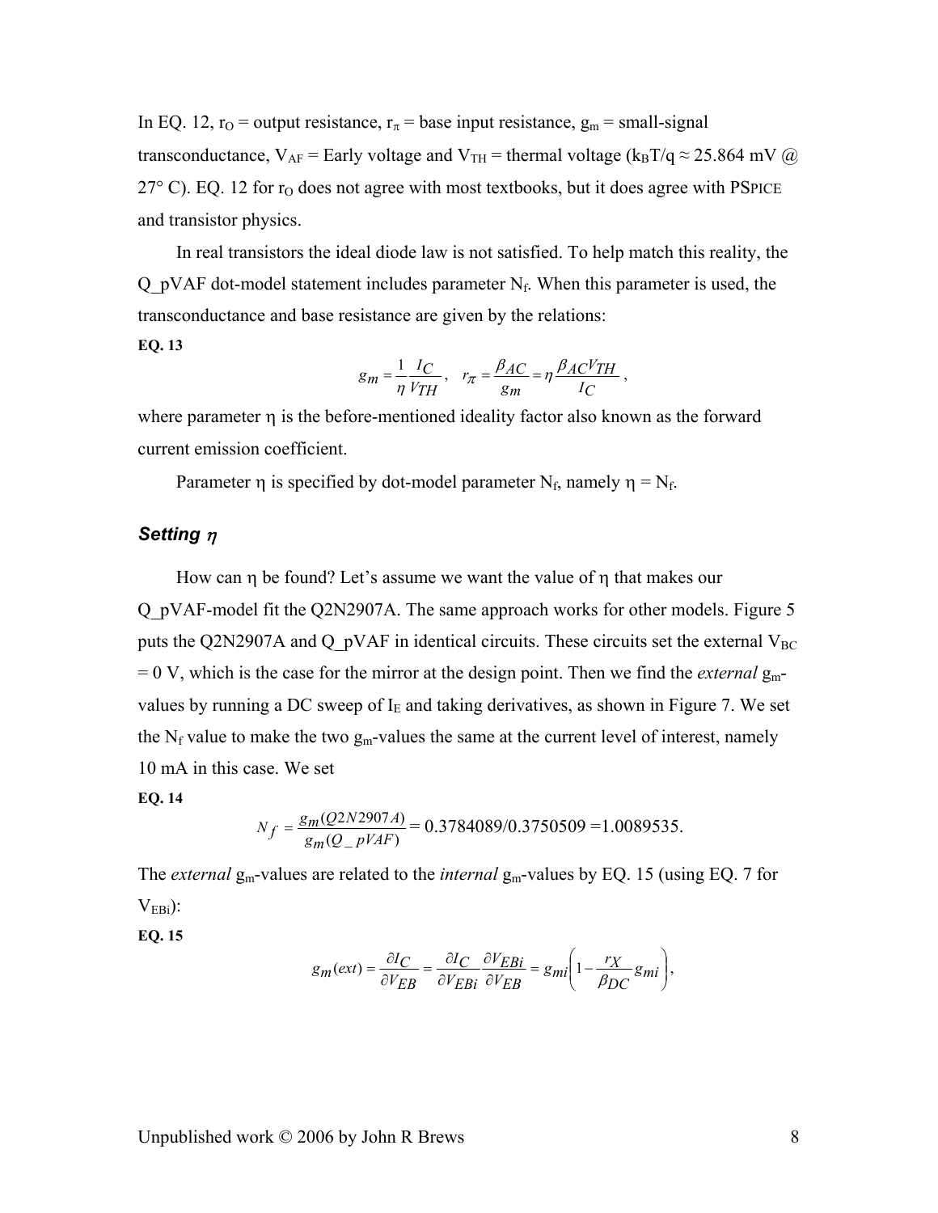In EQ. 12, $r_O$ = output resistance, $r_\pi$ = base input resistance, $g_m$ = small-signal transconductance, $V_{AF}$ = Early voltage and $V_{TH}$ = thermal voltage ($k_BT/q \approx 25.864$ mV @ 27° C). EQ. 12 for $r_O$ does not agree with most textbooks, but it does agree with PSPICE and transistor physics.

In real transistors the ideal diode law is not satisfied. To help match this reality, the Q_pVAF dot-model statement includes parameter $N_f$. When this parameter is used, the transconductance and base resistance are given by the relations:

**EQ. 13**

$$g_m = \frac{1}{\eta}\frac{I_C}{V_{TH}}, \quad r_\pi = \frac{\beta_{AC}}{g_m} = \eta\frac{\beta_{AC}V_{TH}}{I_C},$$

where parameter $\eta$ is the before-mentioned ideality factor also known as the forward current emission coefficient.

Parameter $\eta$ is specified by dot-model parameter $N_f$, namely $\eta = N_f$.

### *Setting $\eta$*

How can $\eta$ be found? Let's assume we want the value of $\eta$ that makes our Q_pVAF-model fit the Q2N2907A. The same approach works for other models. Figure 5 puts the Q2N2907A and Q_pVAF in identical circuits. These circuits set the external $V_{BC}$ = 0 V, which is the case for the mirror at the design point. Then we find the *external* $g_m$-values by running a DC sweep of $I_E$ and taking derivatives, as shown in Figure 7. We set the $N_f$ value to make the two $g_m$-values the same at the current level of interest, namely 10 mA in this case. We set

**EQ. 14**

$$N_f = \frac{g_m(Q2N2907A)}{g_m(Q\_pVAF)} = 0.3784089/0.3750509 = 1.0089535.$$

The *external* $g_m$-values are related to the *internal* $g_m$-values by EQ. 15 (using EQ. 7 for $V_{EBi}$):

**EQ. 15**

$$g_m(ext) = \frac{\partial I_C}{\partial V_{EB}} = \frac{\partial I_C}{\partial V_{EBi}}\frac{\partial V_{EBi}}{\partial V_{EB}} = g_{mi}\left(1 - \frac{r_X}{\beta_{DC}}g_{mi}\right),$$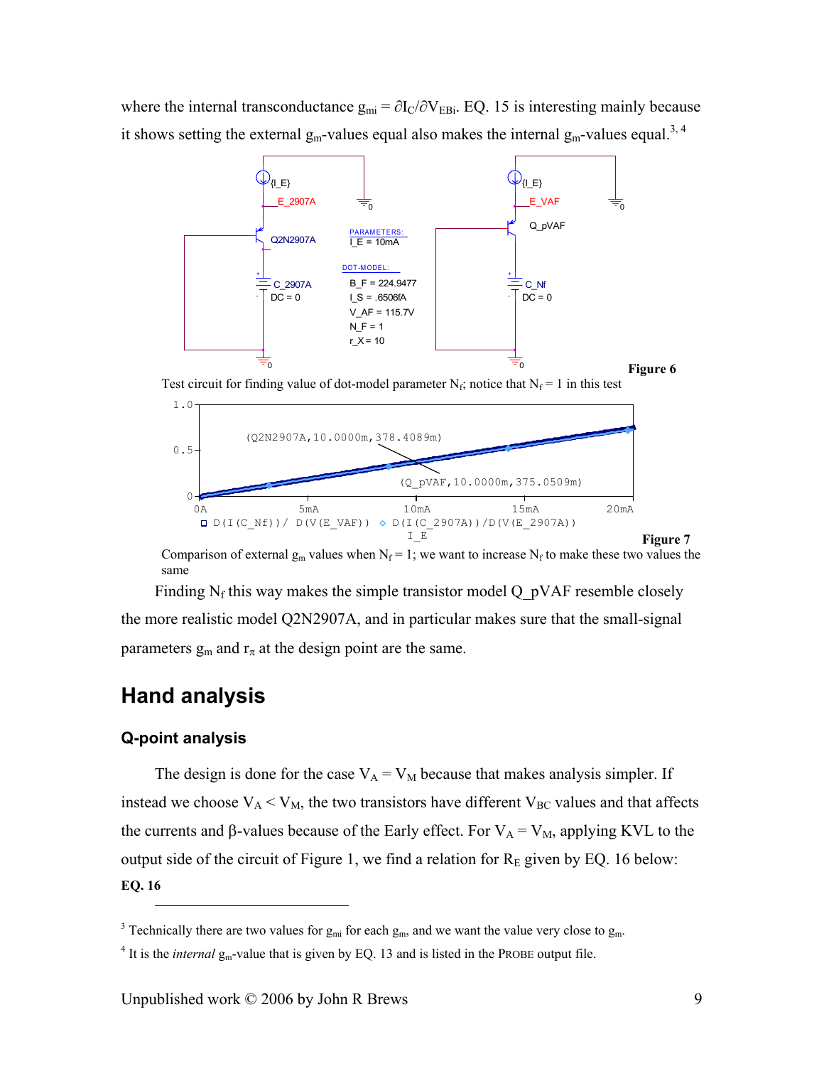where the internal transconductance $g_{mi} = \partial I_C/\partial V_{EBi}$. EQ. 15 is interesting mainly because it shows setting the external $g_m$-values equal also makes the internal $g_m$-values equal.[3, 4]

**Figure 6**

Test circuit for finding value of dot-model parameter $N_f$; notice that $N_f = 1$ in this test

**Figure 7**

Comparison of external $g_m$ values when $N_f = 1$; we want to increase $N_f$ to make these two values the same

Finding $N_f$ this way makes the simple transistor model Q_pVAF resemble closely the more realistic model Q2N2907A, and in particular makes sure that the small-signal parameters $g_m$ and $r_\pi$ at the design point are the same.

## Hand analysis

### Q-point analysis

The design is done for the case $V_A = V_M$ because that makes analysis simpler. If instead we choose $V_A < V_M$, the two transistors have different $V_{BC}$ values and that affects the currents and β-values because of the Early effect. For $V_A = V_M$, applying KVL to the output side of the circuit of Figure 1, we find a relation for $R_E$ given by EQ. 16 below:

**EQ. 16**

---

[3] Technically there are two values for $g_{mi}$ for each $g_m$, and we want the value very close to $g_m$.

[4] It is the *internal* $g_m$-value that is given by EQ. 13 and is listed in the PROBE output file.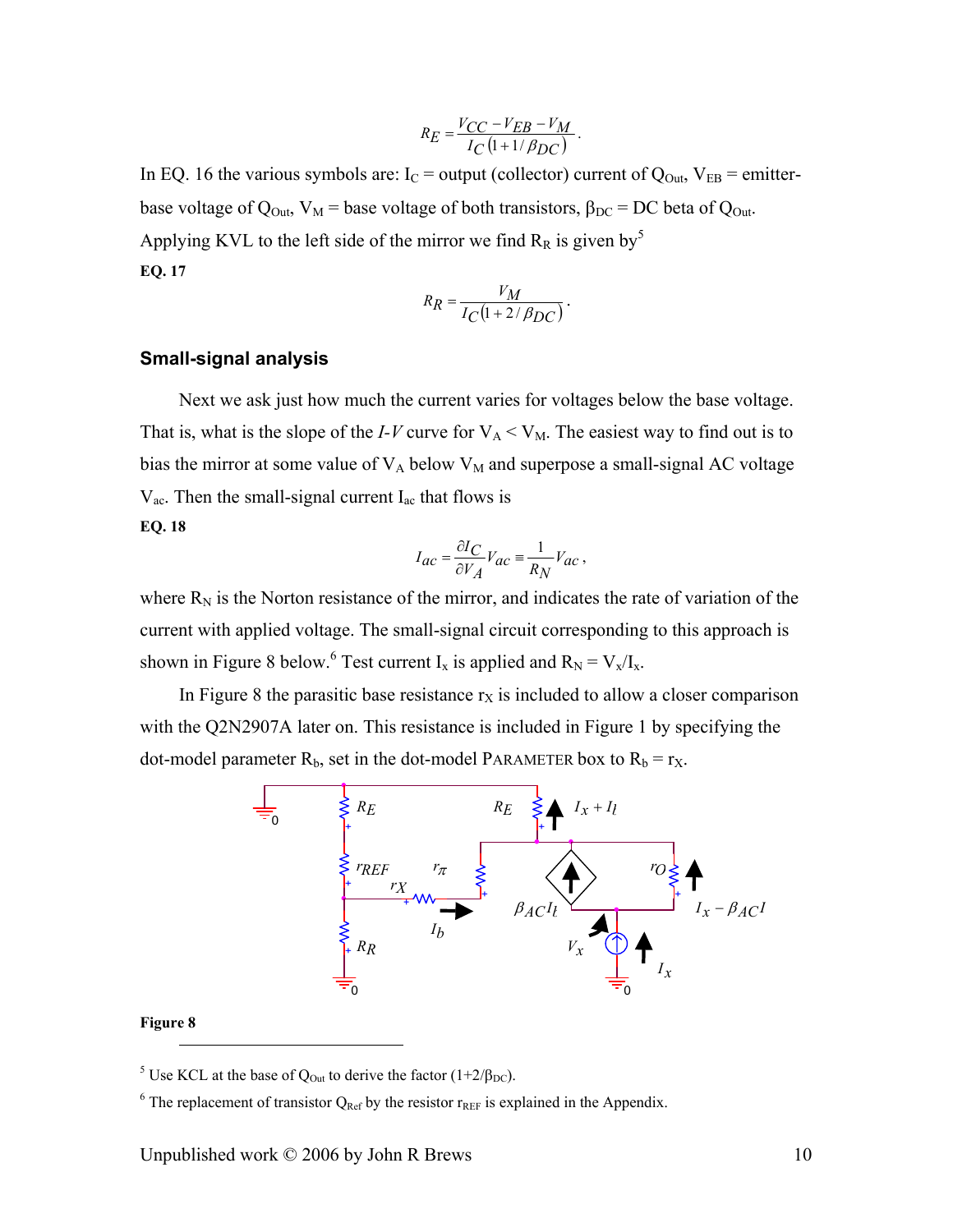$$R_E = \frac{V_{CC} - V_{EB} - V_M}{I_C\left(1 + 1/\beta_{DC}\right)}.$$

In EQ. 16 the various symbols are: $I_C$ = output (collector) current of $Q_{Out}$, $V_{EB}$ = emitter-base voltage of $Q_{Out}$, $V_M$ = base voltage of both transistors, $\beta_{DC}$ = DC beta of $Q_{Out}$. Applying KVL to the left side of the mirror we find $R_R$ is given by[5]

**EQ. 17**

$$R_R = \frac{V_M}{I_C\left(1 + 2/\beta_{DC}\right)}.$$

### Small-signal analysis

Next we ask just how much the current varies for voltages below the base voltage. That is, what is the slope of the *I-V* curve for $V_A < V_M$. The easiest way to find out is to bias the mirror at some value of $V_A$ below $V_M$ and superpose a small-signal AC voltage $V_{ac}$. Then the small-signal current $I_{ac}$ that flows is

**EQ. 18**

$$I_{ac} = \frac{\partial I_C}{\partial V_A} V_{ac} \equiv \frac{1}{R_N} V_{ac},$$

where $R_N$ is the Norton resistance of the mirror, and indicates the rate of variation of the current with applied voltage. The small-signal circuit corresponding to this approach is shown in Figure 8 below.[6] Test current $I_x$ is applied and $R_N = V_x/I_x$.

In Figure 8 the parasitic base resistance $r_X$ is included to allow a closer comparison with the Q2N2907A later on. This resistance is included in Figure 1 by specifying the dot-model parameter $R_b$, set in the dot-model PARAMETER box to $R_b = r_X$.

Figure 8

---

[5] Use KCL at the base of $Q_{Out}$ to derive the factor $(1+2/\beta_{DC})$.

[6] The replacement of transistor $Q_{Ref}$ by the resistor $r_{REF}$ is explained in the Appendix.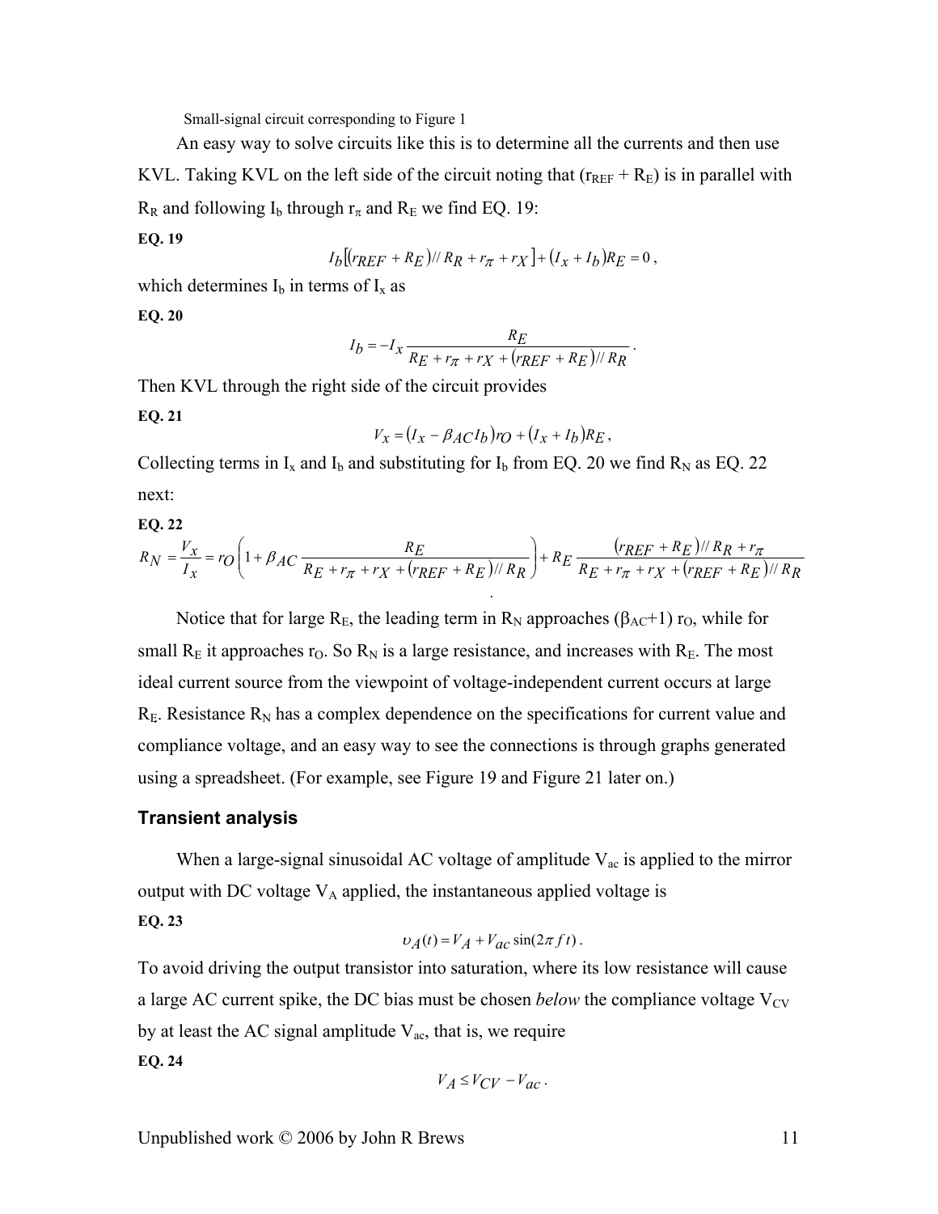Small-signal circuit corresponding to Figure 1

An easy way to solve circuits like this is to determine all the currents and then use KVL. Taking KVL on the left side of the circuit noting that ($r_{REF}$ + $R_E$) is in parallel with $R_R$ and following $I_b$ through $r_\pi$ and $R_E$ we find EQ. 19:

**EQ. 19**

$$I_b\left[\left(r_{REF}+R_E\right)//R_R+r_\pi+r_X\right]+\left(I_x+I_b\right)R_E=0\,,$$

which determines $I_b$ in terms of $I_x$ as

**EQ. 20**

$$I_b=-I_x\frac{R_E}{R_E+r_\pi+r_X+\left(r_{REF}+R_E\right)//R_R}\,.$$

Then KVL through the right side of the circuit provides

**EQ. 21**

$$V_x=\left(I_x-\beta_{AC}I_b\right)r_O+\left(I_x+I_b\right)R_E\,,$$

Collecting terms in $I_x$ and $I_b$ and substituting for $I_b$ from EQ. 20 we find $R_N$ as EQ. 22 next:

**EQ. 22**

$$R_N=\frac{V_x}{I_x}=r_O\left(1+\beta_{AC}\frac{R_E}{R_E+r_\pi+r_X+\left(r_{REF}+R_E\right)//R_R}\right)+R_E\frac{\left(r_{REF}+R_E\right)//R_R+r_\pi}{R_E+r_\pi+r_X+\left(r_{REF}+R_E\right)//R_R}\,.$$

Notice that for large $R_E$, the leading term in $R_N$ approaches ($\beta_{AC}$+1) $r_O$, while for small $R_E$ it approaches $r_O$. So $R_N$ is a large resistance, and increases with $R_E$. The most ideal current source from the viewpoint of voltage-independent current occurs at large $R_E$. Resistance $R_N$ has a complex dependence on the specifications for current value and compliance voltage, and an easy way to see the connections is through graphs generated using a spreadsheet. (For example, see Figure 19 and Figure 21 later on.)

### Transient analysis

When a large-signal sinusoidal AC voltage of amplitude $V_{ac}$ is applied to the mirror output with DC voltage $V_A$ applied, the instantaneous applied voltage is

**EQ. 23**

$$\upsilon_A(t)=V_A+V_{ac}\sin(2\pi\,f\,t)\,.$$

To avoid driving the output transistor into saturation, where its low resistance will cause a large AC current spike, the DC bias must be chosen *below* the compliance voltage $V_{CV}$ by at least the AC signal amplitude $V_{ac}$, that is, we require

**EQ. 24**

$$V_A\leq V_{CV}-V_{ac}\,.$$

Unpublished work © 2006 by John R Brews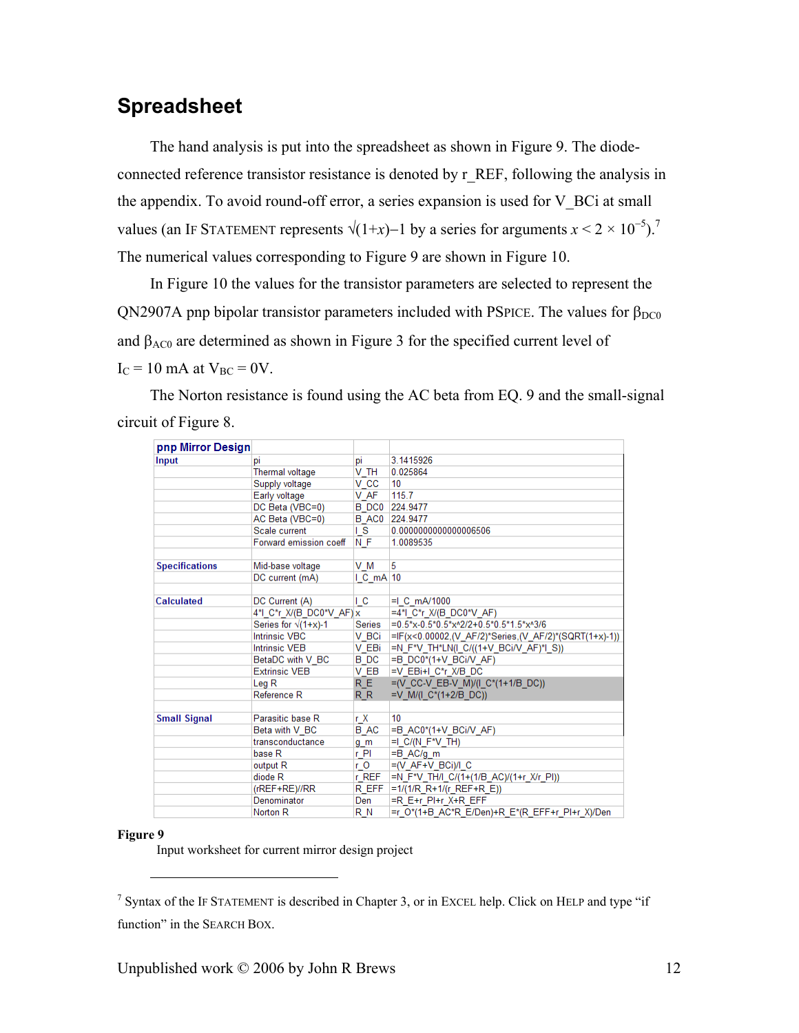## Spreadsheet

The hand analysis is put into the spreadsheet as shown in Figure 9. The diode-connected reference transistor resistance is denoted by r_REF, following the analysis in the appendix. To avoid round-off error, a series expansion is used for V_BCi at small values (an IF STATEMENT represents $\sqrt{(1+x)}-1$ by a series for arguments $x < 2 \times 10^{-5}$).[7] The numerical values corresponding to Figure 9 are shown in Figure 10.

In Figure 10 the values for the transistor parameters are selected to represent the QN2907A pnp bipolar transistor parameters included with PSPICE. The values for $\beta_{DC0}$ and $\beta_{AC0}$ are determined as shown in Figure 3 for the specified current level of $I_C = 10$ mA at $V_{BC} = 0$V.

The Norton resistance is found using the AC beta from EQ. 9 and the small-signal circuit of Figure 8.

| pnp Mirror Design | | | |
|---|---|---|---|
| Input | pi | pi | 3.1415926 |
| | Thermal voltage | V_TH | 0.025864 |
| | Supply voltage | V_CC | 10 |
| | Early voltage | V_AF | 115.7 |
| | DC Beta (VBC=0) | B_DC0 | 224.9477 |
| | AC Beta (VBC=0) | B_AC0 | 224.9477 |
| | Scale current | I_S | 0.0000000000000006506 |
| | Forward emission coeff | N_F | 1.0089535 |
| | | | |
| Specifications | Mid-base voltage | V_M | 5 |
| | DC current (mA) | I_C_mA | 10 |
| | | | |
| Calculated | DC Current (A) | I_C | =I_C_mA/1000 |
| | 4*I_C*r_X/(B_DC0*V_AF) | x | =4*I_C*r_X/(B_DC0*V_AF) |
| | Series for √(1+x)-1 | Series | =0.5*x-0.5*0.5*x^2/2+0.5*0.5*1.5*x^3/6 |
| | Intrinsic VBC | V_BCi | =IF(x<0.00002,(V_AF/2)*Series,(V_AF/2)*(SQRT(1+x)-1)) |
| | Intrinsic VEB | V_EBi | =N_F*V_TH*LN(I_C/((1+V_BCi/V_AF)*I_S)) |
| | BetaDC with V_BC | B_DC | =B_DC0*(1+V_BCi/V_AF) |
| | Extrinsic VEB | V_EB | =V_EBi+I_C*r_X/B_DC |
| | Leg R | R_E | =(V_CC-V_EB-V_M)/(I_C*(1+1/B_DC)) |
| | Reference R | R_R | =V_M/(I_C*(1+2/B_DC)) |
| | | | |
| Small Signal | Parasitic base R | r_X | 10 |
| | Beta with V_BC | B_AC | =B_AC0*(1+V_BCi/V_AF) |
| | transconductance | g_m | =I_C/(N_F*V_TH) |
| | base R | r_PI | =B_AC/g_m |
| | output R | r_O | =(V_AF+V_BCi)/I_C |
| | diode R | r_REF | =N_F*V_TH/I_C/(1+(1/B_AC)/(1+r_X/r_PI)) |
| | (rREF+RE)//RR | R_EFF | =1/(1/R_R+1/(r_REF+R_E)) |
| | Denominator | Den | =R_E+r_PI+r_X+R_EFF |
| | Norton R | R_N | =r_O*(1+B_AC*R_E/Den)+R_E*(R_EFF+r_PI+r_X)/Den |

**Figure 9**
Input worksheet for current mirror design project

[7] Syntax of the IF STATEMENT is described in Chapter 3, or in EXCEL help. Click on HELP and type "if function" in the SEARCH BOX.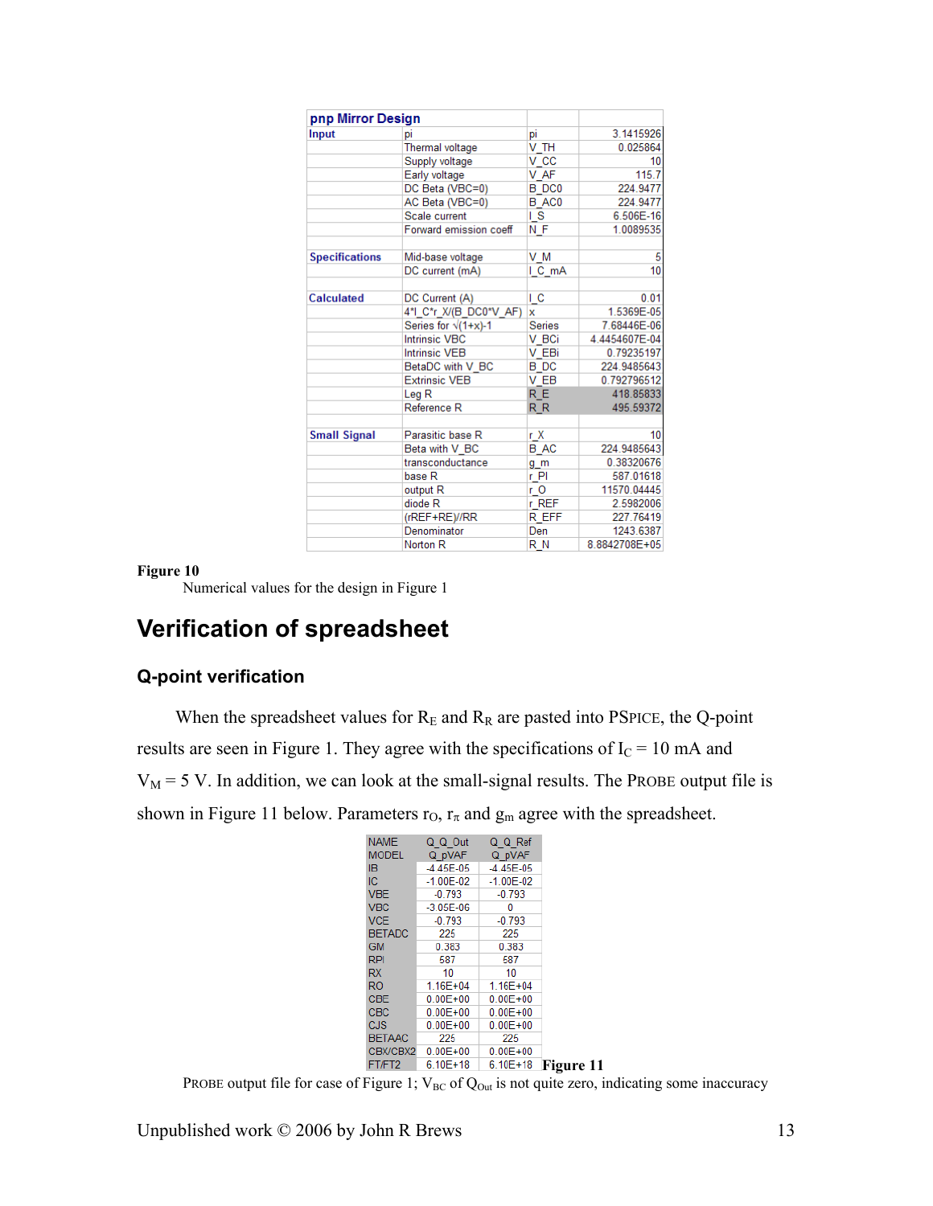| pnp Mirror Design | | | |
|---|---|---|---|
| Input | pi | pi | 3.1415926 |
| | Thermal voltage | V_TH | 0.025864 |
| | Supply voltage | V_CC | 10 |
| | Early voltage | V_AF | 115.7 |
| | DC Beta (VBC=0) | B_DC0 | 224.9477 |
| | AC Beta (VBC=0) | B_AC0 | 224.9477 |
| | Scale current | I_S | 6.506E-16 |
| | Forward emission coeff | N_F | 1.0089535 |
| | | | |
| Specifications | Mid-base voltage | V_M | 5 |
| | DC current (mA) | I_C_mA | 10 |
| | | | |
| Calculated | DC Current (A) | I_C | 0.01 |
| | 4*I_C*r_X/(B_DC0*V_AF) | x | 1.5369E-05 |
| | Series for √(1+x)-1 | Series | 7.68446E-06 |
| | Intrinsic VBC | V_BCi | 4.4454607E-04 |
| | Intrinsic VEB | V_EBi | 0.79235197 |
| | BetaDC with V_BC | B_DC | 224.9485643 |
| | Extrinsic VEB | V_EB | 0.792796512 |
| | Leg R | R_E | 418.85833 |
| | Reference R | R_R | 495.59372 |
| | | | |
| Small Signal | Parasitic base R | r_X | 10 |
| | Beta with V_BC | B_AC | 224.9485643 |
| | transconductance | g_m | 0.38320676 |
| | base R | r_PI | 587.01618 |
| | output R | r_O | 11570.04445 |
| | diode R | r_REF | 2.5982006 |
| | (rREF+RE)//RR | R_EFF | 227.76419 |
| | Denominator | Den | 1243.6387 |
| | Norton R | R_N | 8.8842708E+05 |

**Figure 10**
Numerical values for the design in Figure 1

# Verification of spreadsheet

## Q-point verification

When the spreadsheet values for $R_E$ and $R_R$ are pasted into PSPICE, the Q-point results are seen in Figure 1. They agree with the specifications of $I_C$ = 10 mA and $V_M$ = 5 V. In addition, we can look at the small-signal results. The PROBE output file is shown in Figure 11 below. Parameters $r_O$, $r_\pi$ and $g_m$ agree with the spreadsheet.

| NAME | Q_Q_Out | Q_Q_Ref |
|---|---|---|
| MODEL | Q_pVAF | Q_pVAF |
| IB | -4.45E-05 | -4.45E-05 |
| IC | -1.00E-02 | -1.00E-02 |
| VBE | -0.793 | -0.793 |
| VBC | -3.05E-06 | 0 |
| VCE | -0.793 | -0.793 |
| BETADC | 225 | 225 |
| GM | 0.383 | 0.383 |
| RPI | 587 | 587 |
| RX | 10 | 10 |
| RO | 1.16E+04 | 1.16E+04 |
| CBE | 0.00E+00 | 0.00E+00 |
| CBC | 0.00E+00 | 0.00E+00 |
| CJS | 0.00E+00 | 0.00E+00 |
| BETAAC | 225 | 225 |
| CBX/CBX2 | 0.00E+00 | 0.00E+00 |
| FT/FT2 | 6.10E+18 | 6.10E+18 |

**Figure 11**
PROBE output file for case of Figure 1; $V_{BC}$ of $Q_{Out}$ is not quite zero, indicating some inaccuracy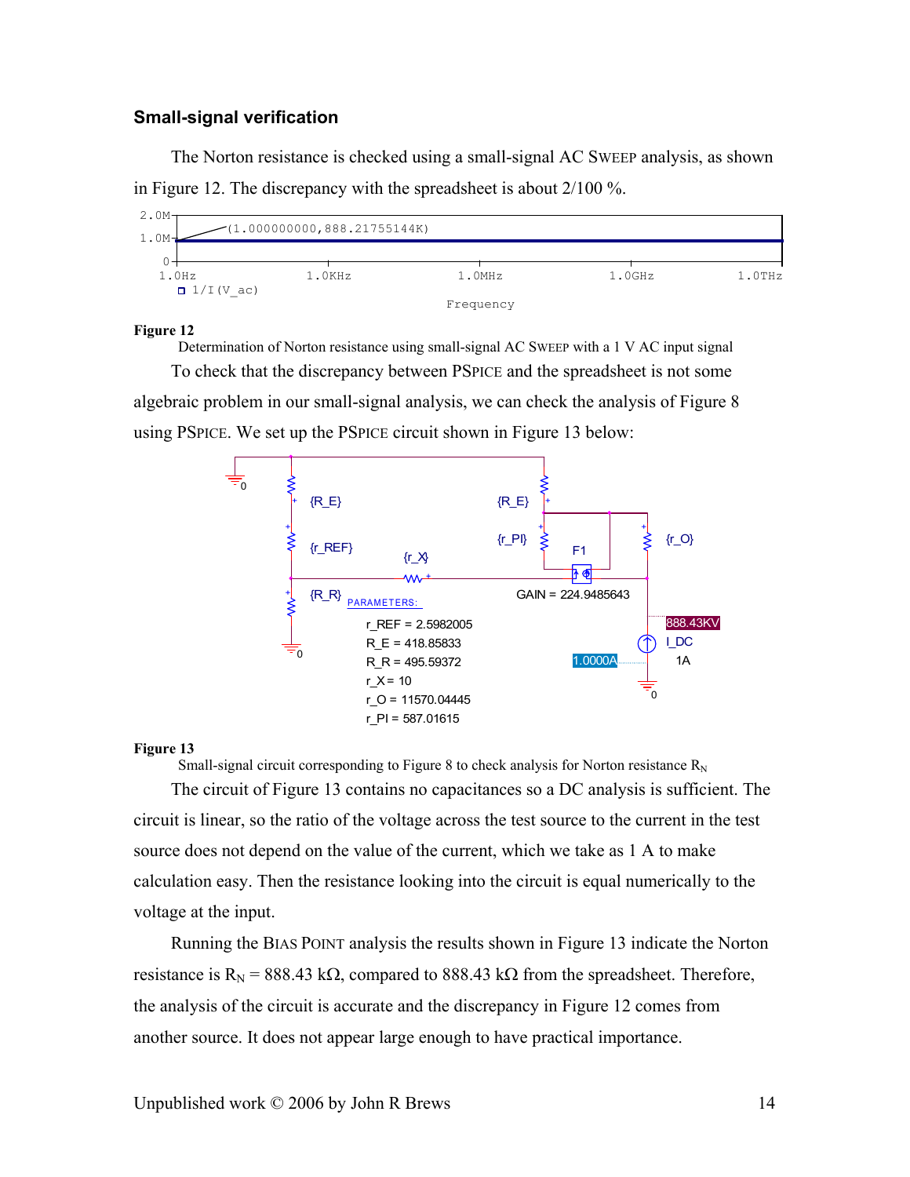### Small-signal verification

The Norton resistance is checked using a small-signal AC SWEEP analysis, as shown in Figure 12. The discrepancy with the spreadsheet is about 2/100 %.

**Figure 12**
Determination of Norton resistance using small-signal AC SWEEP with a 1 V AC input signal

To check that the discrepancy between PSPICE and the spreadsheet is not some algebraic problem in our small-signal analysis, we can check the analysis of Figure 8 using PSPICE. We set up the PSPICE circuit shown in Figure 13 below:

**Figure 13**
Small-signal circuit corresponding to Figure 8 to check analysis for Norton resistance $R_N$

The circuit of Figure 13 contains no capacitances so a DC analysis is sufficient. The circuit is linear, so the ratio of the voltage across the test source to the current in the test source does not depend on the value of the current, which we take as 1 A to make calculation easy. Then the resistance looking into the circuit is equal numerically to the voltage at the input.

Running the BIAS POINT analysis the results shown in Figure 13 indicate the Norton resistance is $R_N$ = 888.43 kΩ, compared to 888.43 kΩ from the spreadsheet. Therefore, the analysis of the circuit is accurate and the discrepancy in Figure 12 comes from another source. It does not appear large enough to have practical importance.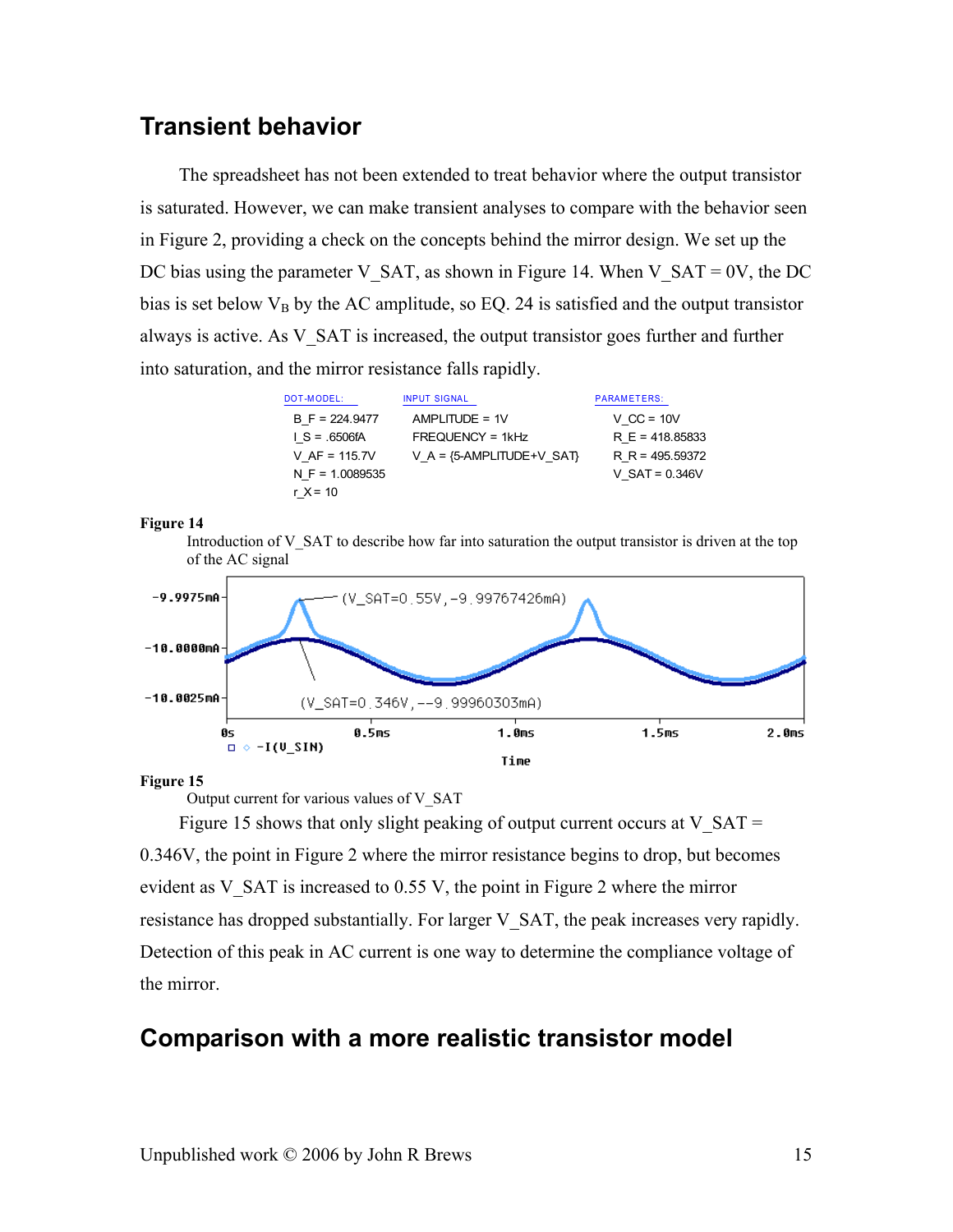## Transient behavior

The spreadsheet has not been extended to treat behavior where the output transistor is saturated. However, we can make transient analyses to compare with the behavior seen in Figure 2, providing a check on the concepts behind the mirror design. We set up the DC bias using the parameter V_SAT, as shown in Figure 14. When V_SAT = 0V, the DC bias is set below $V_B$ by the AC amplitude, so EQ. 24 is satisfied and the output transistor always is active. As V_SAT is increased, the output transistor goes further and further into saturation, and the mirror resistance falls rapidly.

| DOT-MODEL: | INPUT SIGNAL | PARAMETERS: |
|---|---|---|
| B_F = 224.9477 | AMPLITUDE = 1V | V_CC = 10V |
| I_S = .6506fA | FREQUENCY = 1kHz | R_E = 418.85833 |
| V_AF = 115.7V | V_A = {5-AMPLITUDE+V_SAT} | R_R = 495.59372 |
| N_F = 1.0089535 | | V_SAT = 0.346V |
| r_X = 10 | | |

**Figure 14**

Introduction of V_SAT to describe how far into saturation the output transistor is driven at the top of the AC signal

**Figure 15**

Output current for various values of V_SAT

Figure 15 shows that only slight peaking of output current occurs at V_SAT = 0.346V, the point in Figure 2 where the mirror resistance begins to drop, but becomes evident as V_SAT is increased to 0.55 V, the point in Figure 2 where the mirror resistance has dropped substantially. For larger V_SAT, the peak increases very rapidly. Detection of this peak in AC current is one way to determine the compliance voltage of the mirror.

## Comparison with a more realistic transistor model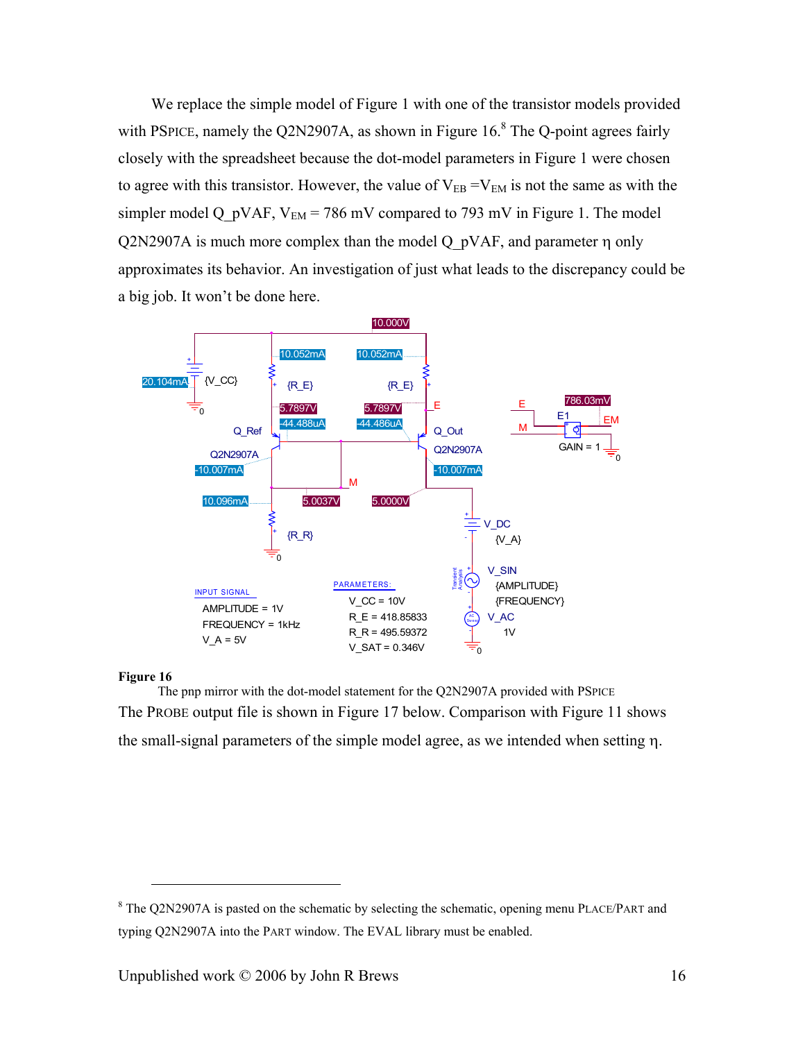We replace the simple model of Figure 1 with one of the transistor models provided with PSPICE, namely the Q2N2907A, as shown in Figure 16.[8] The Q-point agrees fairly closely with the spreadsheet because the dot-model parameters in Figure 1 were chosen to agree with this transistor. However, the value of $V_{EB} = V_{EM}$ is not the same as with the simpler model Q_pVAF, $V_{EM}$ = 786 mV compared to 793 mV in Figure 1. The model Q2N2907A is much more complex than the model Q_pVAF, and parameter η only approximates its behavior. An investigation of just what leads to the discrepancy could be a big job. It won't be done here.

**Figure 16**

The pnp mirror with the dot-model statement for the Q2N2907A provided with PSPICE

The PROBE output file is shown in Figure 17 below. Comparison with Figure 11 shows the small-signal parameters of the simple model agree, as we intended when setting η.

---

[8] The Q2N2907A is pasted on the schematic by selecting the schematic, opening menu PLACE/PART and typing Q2N2907A into the PART window. The EVAL library must be enabled.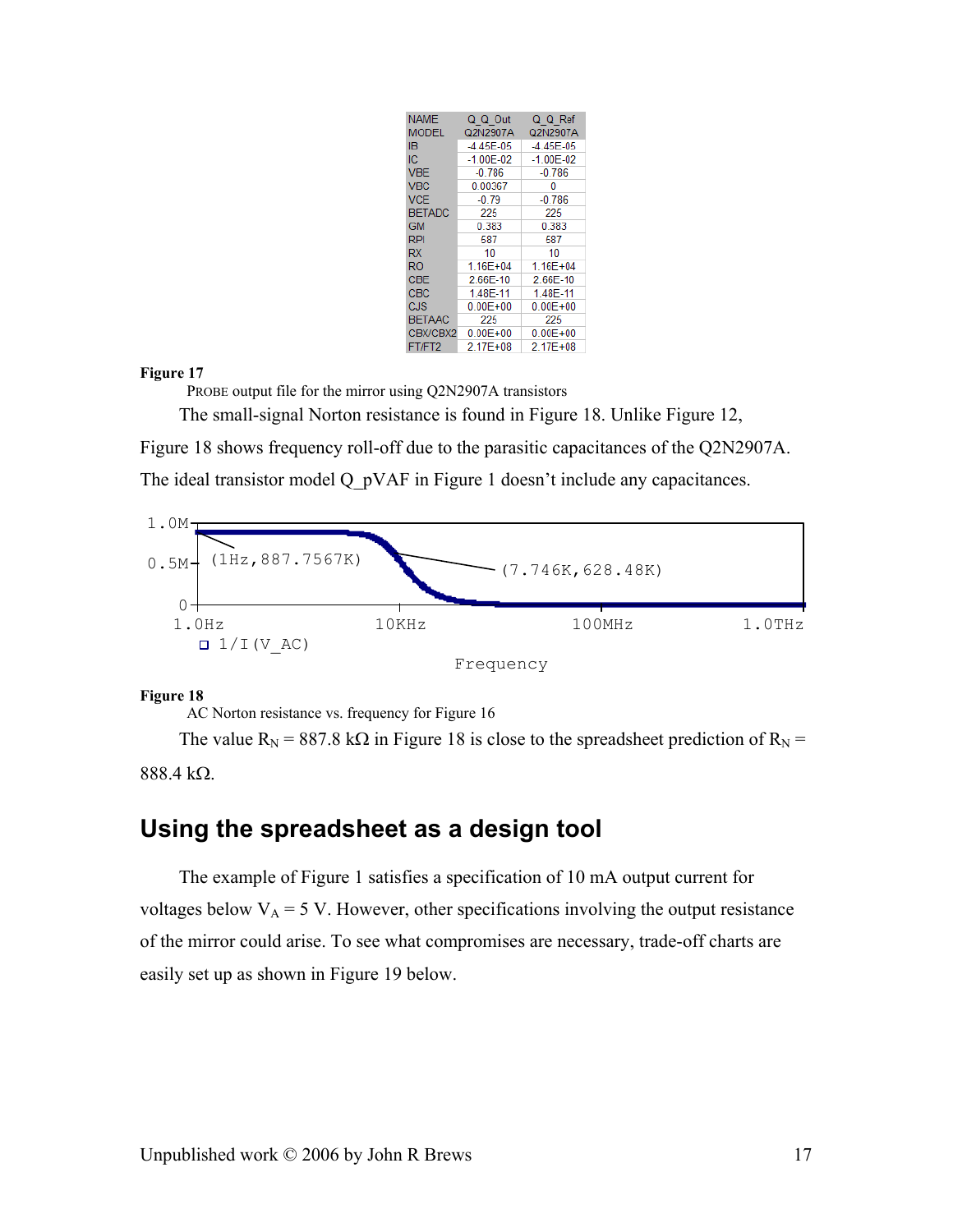| NAME | Q_Q_Out | Q_Q_Ref |
|---|---|---|
| MODEL | Q2N2907A | Q2N2907A |
| IB | -4.45E-05 | -4.45E-05 |
| IC | -1.00E-02 | -1.00E-02 |
| VBE | -0.786 | -0.786 |
| VBC | 0.00367 | 0 |
| VCE | -0.79 | -0.786 |
| BETADC | 225 | 225 |
| GM | 0.383 | 0.383 |
| RPI | 587 | 587 |
| RX | 10 | 10 |
| RO | 1.16E+04 | 1.16E+04 |
| CBE | 2.66E-10 | 2.66E-10 |
| CBC | 1.48E-11 | 1.48E-11 |
| CJS | 0.00E+00 | 0.00E+00 |
| BETAAC | 225 | 225 |
| CBX/CBX2 | 0.00E+00 | 0.00E+00 |
| FT/FT2 | 2.17E+08 | 2.17E+08 |

**Figure 17**

PROBE output file for the mirror using Q2N2907A transistors

The small-signal Norton resistance is found in Figure 18. Unlike Figure 12, Figure 18 shows frequency roll-off due to the parasitic capacitances of the Q2N2907A. The ideal transistor model Q_pVAF in Figure 1 doesn't include any capacitances.

**Figure 18**

AC Norton resistance vs. frequency for Figure 16

The value $R_N$ = 887.8 kΩ in Figure 18 is close to the spreadsheet prediction of $R_N$ = 888.4 kΩ.

## Using the spreadsheet as a design tool

The example of Figure 1 satisfies a specification of 10 mA output current for voltages below $V_A$ = 5 V. However, other specifications involving the output resistance of the mirror could arise. To see what compromises are necessary, trade-off charts are easily set up as shown in Figure 19 below.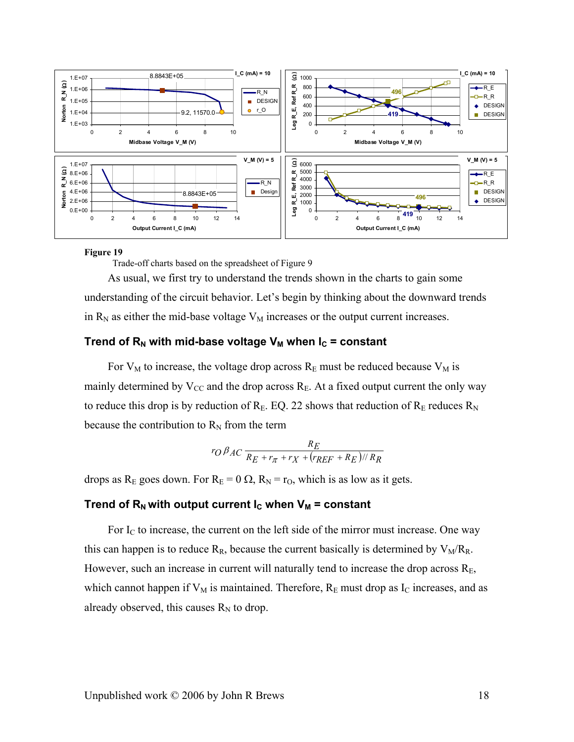**Figure 19**

Trade-off charts based on the spreadsheet of Figure 9

As usual, we first try to understand the trends shown in the charts to gain some understanding of the circuit behavior. Let's begin by thinking about the downward trends in $R_N$ as either the mid-base voltage $V_M$ increases or the output current increases.

### Trend of $R_N$ with mid-base voltage $V_M$ when $I_C$ = constant

For $V_M$ to increase, the voltage drop across $R_E$ must be reduced because $V_M$ is mainly determined by $V_{CC}$ and the drop across $R_E$. At a fixed output current the only way to reduce this drop is by reduction of $R_E$. EQ. 22 shows that reduction of $R_E$ reduces $R_N$ because the contribution to $R_N$ from the term

$$r_O \beta_{AC} \frac{R_E}{R_E + r_\pi + r_X + (r_{REF} + R_E) // R_R}$$

drops as $R_E$ goes down. For $R_E = 0\ \Omega$, $R_N = r_O$, which is as low as it gets.

### Trend of $R_N$ with output current $I_C$ when $V_M$ = constant

For $I_C$ to increase, the current on the left side of the mirror must increase. One way this can happen is to reduce $R_R$, because the current basically is determined by $V_M/R_R$. However, such an increase in current will naturally tend to increase the drop across $R_E$, which cannot happen if $V_M$ is maintained. Therefore, $R_E$ must drop as $I_C$ increases, and as already observed, this causes $R_N$ to drop.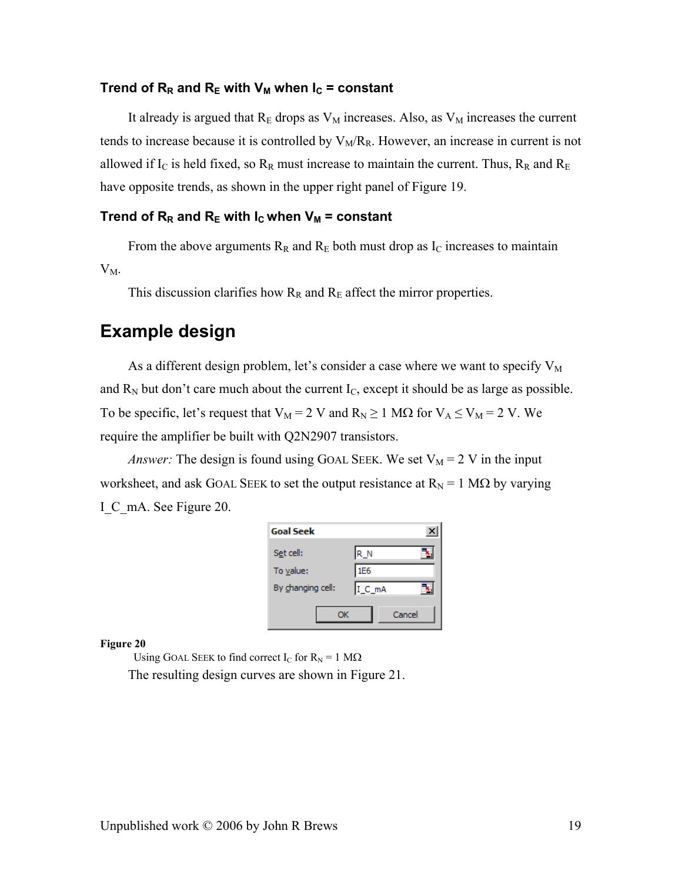### Trend of $R_R$ and $R_E$ with $V_M$ when $I_C$ = constant

It already is argued that $R_E$ drops as $V_M$ increases. Also, as $V_M$ increases the current tends to increase because it is controlled by $V_M/R_R$. However, an increase in current is not allowed if $I_C$ is held fixed, so $R_R$ must increase to maintain the current. Thus, $R_R$ and $R_E$ have opposite trends, as shown in the upper right panel of Figure 19.

### Trend of $R_R$ and $R_E$ with $I_C$ when $V_M$ = constant

From the above arguments $R_R$ and $R_E$ both must drop as $I_C$ increases to maintain $V_M$.

This discussion clarifies how $R_R$ and $R_E$ affect the mirror properties.

## Example design

As a different design problem, let's consider a case where we want to specify $V_M$ and $R_N$ but don't care much about the current $I_C$, except it should be as large as possible. To be specific, let's request that $V_M = 2$ V and $R_N \geq 1$ MΩ for $V_A \leq V_M = 2$ V. We require the amplifier be built with Q2N2907 transistors.

*Answer:* The design is found using GOAL SEEK. We set $V_M = 2$ V in the input worksheet, and ask GOAL SEEK to set the output resistance at $R_N = 1$ MΩ by varying I_C_mA. See Figure 20.

| Goal Seek | |
|---|---|
| Set cell: | R_N |
| To value: | 1E6 |
| By changing cell: | I_C_mA |
| OK | Cancel |

**Figure 20**
Using GOAL SEEK to find correct $I_C$ for $R_N = 1$ MΩ

The resulting design curves are shown in Figure 21.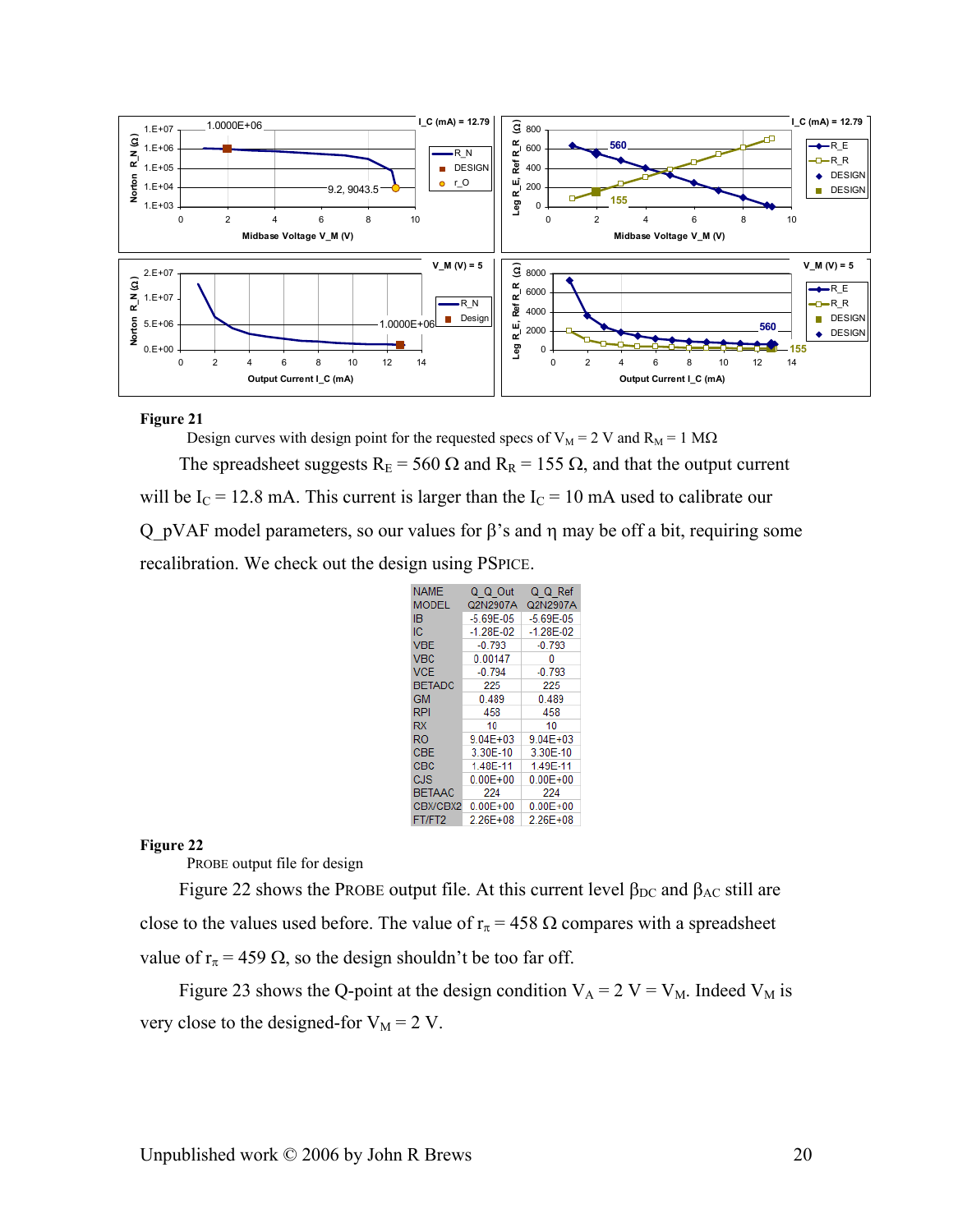**Figure 21**

Design curves with design point for the requested specs of $V_M = 2$ V and $R_M = 1$ MΩ

The spreadsheet suggests $R_E = 560\ \Omega$ and $R_R = 155\ \Omega$, and that the output current will be $I_C = 12.8$ mA. This current is larger than the $I_C = 10$ mA used to calibrate our Q_pVAF model parameters, so our values for β's and η may be off a bit, requiring some recalibration. We check out the design using PSPICE.

| NAME | Q_Q_Out | Q_Q_Ref |
|---|---|---|
| MODEL | Q2N2907A | Q2N2907A |
| IB | -5.69E-05 | -5.69E-05 |
| IC | -1.28E-02 | -1.28E-02 |
| VBE | -0.793 | -0.793 |
| VBC | 0.00147 | 0 |
| VCE | -0.794 | -0.793 |
| BETADC | 225 | 225 |
| GM | 0.489 | 0.489 |
| RPI | 458 | 458 |
| RX | 10 | 10 |
| RO | 9.04E+03 | 9.04E+03 |
| CBE | 3.30E-10 | 3.30E-10 |
| CBC | 1.48E-11 | 1.49E-11 |
| CJS | 0.00E+00 | 0.00E+00 |
| BETAAC | 224 | 224 |
| CBX/CBX2 | 0.00E+00 | 0.00E+00 |
| FT/FT2 | 2.26E+08 | 2.26E+08 |

**Figure 22**

PROBE output file for design

Figure 22 shows the PROBE output file. At this current level $\beta_{DC}$ and $\beta_{AC}$ still are close to the values used before. The value of $r_\pi = 458\ \Omega$ compares with a spreadsheet value of $r_\pi = 459\ \Omega$, so the design shouldn't be too far off.

Figure 23 shows the Q-point at the design condition $V_A = 2\text{ V} = V_M$. Indeed $V_M$ is very close to the designed-for $V_M = 2$ V.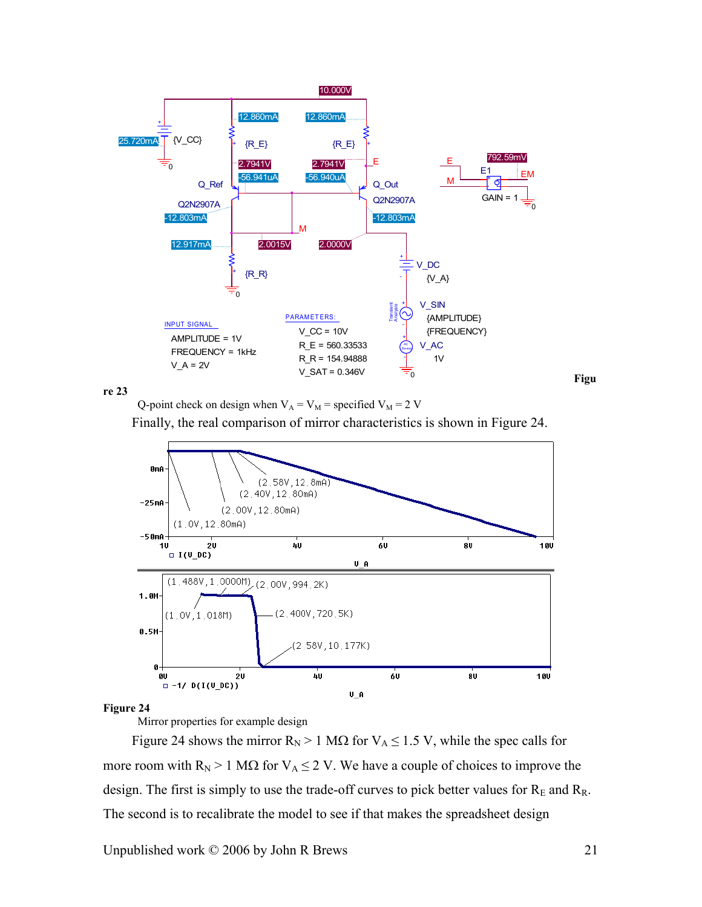**Figure 23**
Q-point check on design when $V_A = V_M =$ specified $V_M = 2$ V

Finally, the real comparison of mirror characteristics is shown in Figure 24.

**Figure 24**
Mirror properties for example design

Figure 24 shows the mirror $R_N > 1$ MΩ for $V_A \leq 1.5$ V, while the spec calls for more room with $R_N > 1$ MΩ for $V_A \leq 2$ V. We have a couple of choices to improve the design. The first is simply to use the trade-off curves to pick better values for $R_E$ and $R_R$. The second is to recalibrate the model to see if that makes the spreadsheet design

Unpublished work © 2006 by John R Brews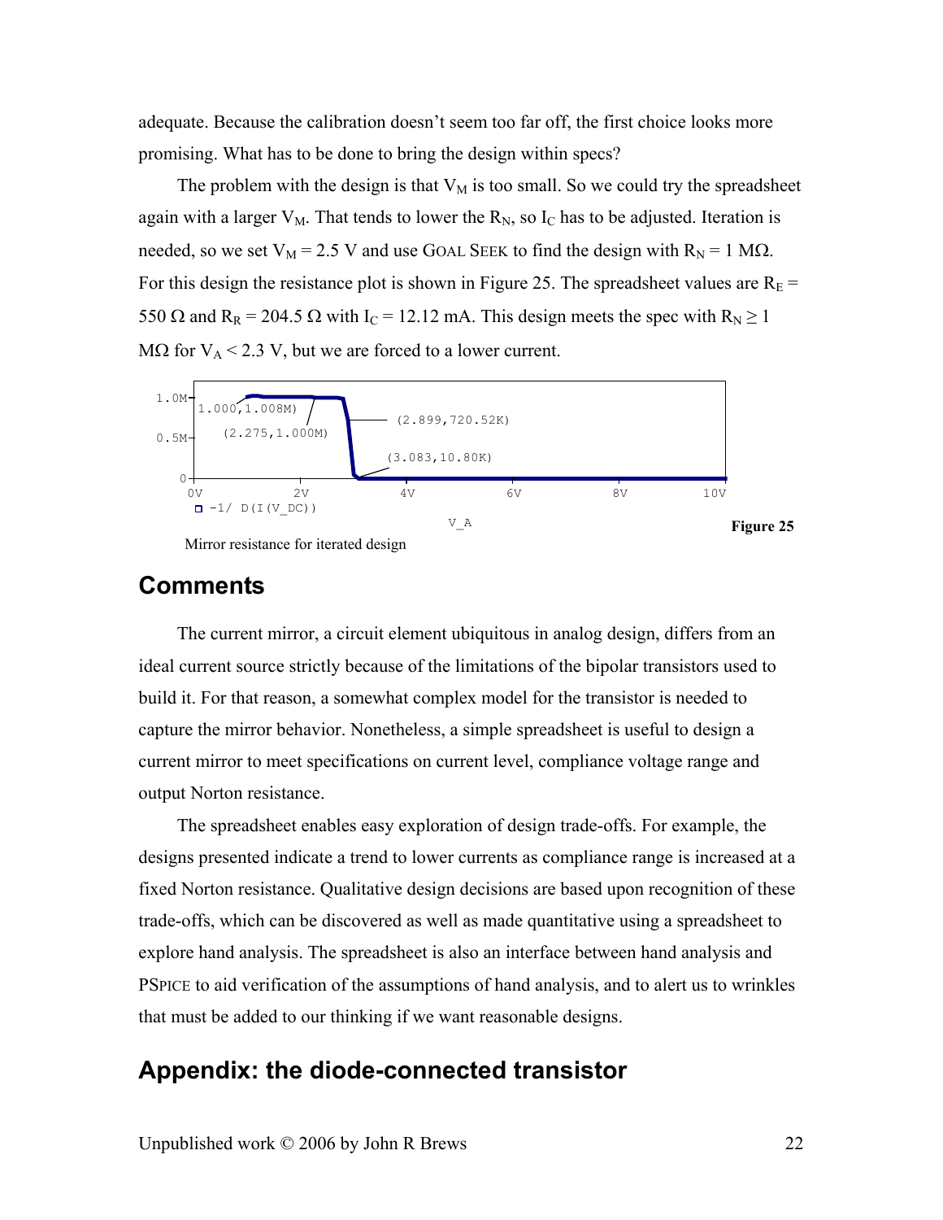adequate. Because the calibration doesn't seem too far off, the first choice looks more promising. What has to be done to bring the design within specs?

The problem with the design is that $V_M$ is too small. So we could try the spreadsheet again with a larger $V_M$. That tends to lower the $R_N$, so $I_C$ has to be adjusted. Iteration is needed, so we set $V_M$ = 2.5 V and use GOAL SEEK to find the design with $R_N$ = 1 MΩ. For this design the resistance plot is shown in Figure 25. The spreadsheet values are $R_E$ = 550 Ω and $R_R$ = 204.5 Ω with $I_C$ = 12.12 mA. This design meets the spec with $R_N \geq 1$ MΩ for $V_A < 2.3$ V, but we are forced to a lower current.

**Figure 25**

Mirror resistance for iterated design

## Comments

The current mirror, a circuit element ubiquitous in analog design, differs from an ideal current source strictly because of the limitations of the bipolar transistors used to build it. For that reason, a somewhat complex model for the transistor is needed to capture the mirror behavior. Nonetheless, a simple spreadsheet is useful to design a current mirror to meet specifications on current level, compliance voltage range and output Norton resistance.

The spreadsheet enables easy exploration of design trade-offs. For example, the designs presented indicate a trend to lower currents as compliance range is increased at a fixed Norton resistance. Qualitative design decisions are based upon recognition of these trade-offs, which can be discovered as well as made quantitative using a spreadsheet to explore hand analysis. The spreadsheet is also an interface between hand analysis and PSPICE to aid verification of the assumptions of hand analysis, and to alert us to wrinkles that must be added to our thinking if we want reasonable designs.

## Appendix: the diode-connected transistor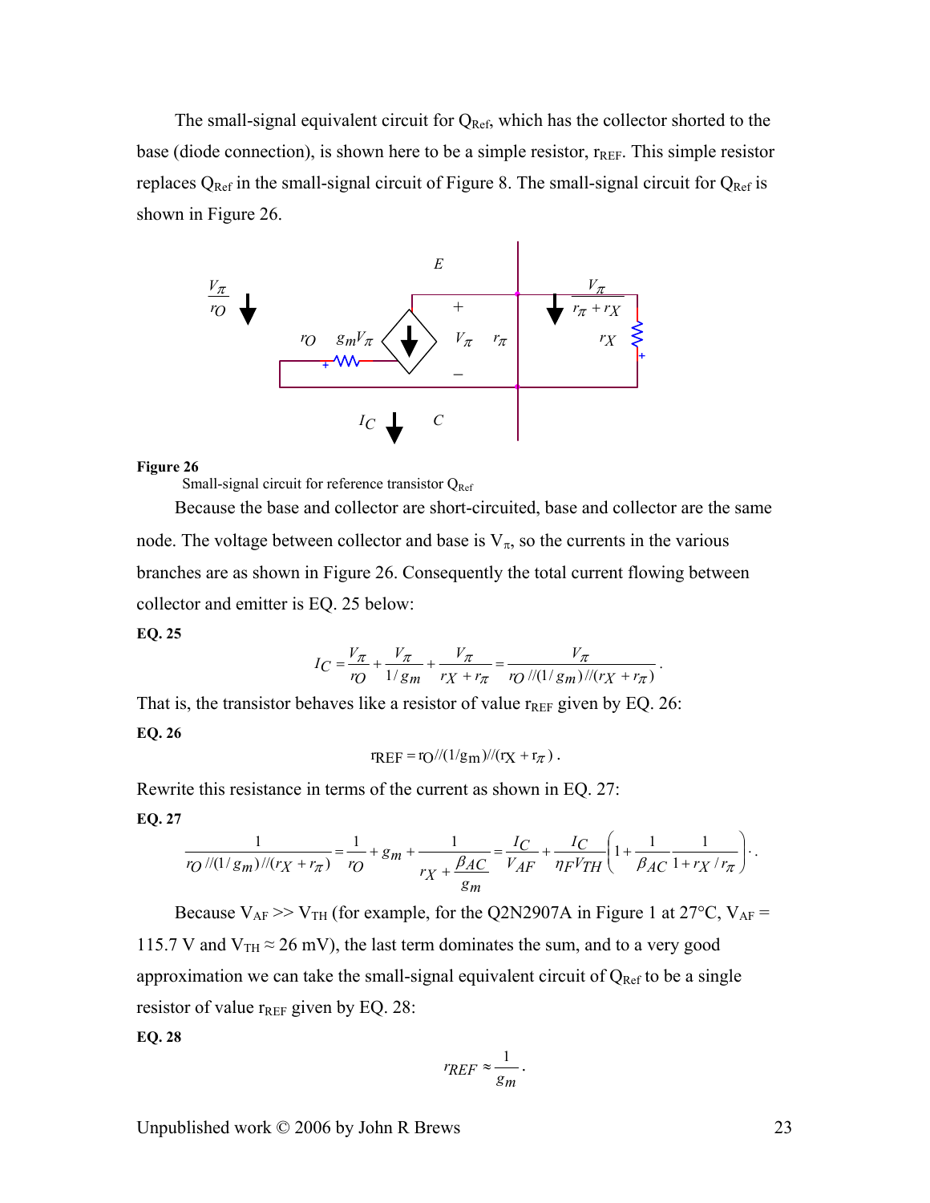The small-signal equivalent circuit for $Q_{Ref}$, which has the collector shorted to the base (diode connection), is shown here to be a simple resistor, $r_{REF}$. This simple resistor replaces $Q_{Ref}$ in the small-signal circuit of Figure 8. The small-signal circuit for $Q_{Ref}$ is shown in Figure 26.

**Figure 26**
Small-signal circuit for reference transistor $Q_{Ref}$

Because the base and collector are short-circuited, base and collector are the same node. The voltage between collector and base is $V_\pi$, so the currents in the various branches are as shown in Figure 26. Consequently the total current flowing between collector and emitter is EQ. 25 below:

**EQ. 25**

$$I_C = \frac{V_\pi}{r_O} + \frac{V_\pi}{1/g_m} + \frac{V_\pi}{r_X + r_\pi} = \frac{V_\pi}{r_O // (1/g_m) // (r_X + r_\pi)} .$$

That is, the transistor behaves like a resistor of value $r_{REF}$ given by EQ. 26:

**EQ. 26**

$$r_{REF} = r_O // (1/g_m) // (r_X + r_\pi) .$$

Rewrite this resistance in terms of the current as shown in EQ. 27:

**EQ. 27**

$$\frac{1}{r_O // (1/g_m) // (r_X + r_\pi)} = \frac{1}{r_O} + g_m + \frac{1}{r_X + \dfrac{\beta_{AC}}{g_m}} = \frac{I_C}{V_{AF}} + \frac{I_C}{\eta_F V_{TH}} \left( 1 + \frac{1}{\beta_{AC}} \frac{1}{1 + r_X / r_\pi} \right) .$$

Because $V_{AF} >> V_{TH}$ (for example, for the Q2N2907A in Figure 1 at 27°C, $V_{AF}$ = 115.7 V and $V_{TH} \approx$ 26 mV), the last term dominates the sum, and to a very good approximation we can take the small-signal equivalent circuit of $Q_{Ref}$ to be a single resistor of value $r_{REF}$ given by EQ. 28:

**EQ. 28**

$$r_{REF} \approx \frac{1}{g_m} .$$

Unpublished work © 2006 by John R Brews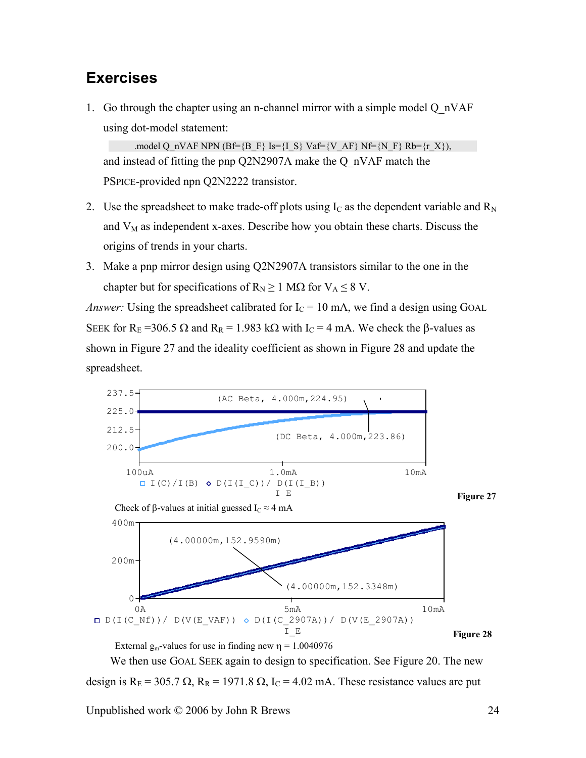## Exercises

1. Go through the chapter using an n-channel mirror with a simple model Q_nVAF using dot-model statement:

```
.model Q_nVAF NPN (Bf={B_F} Is={I_S} Vaf={V_AF} Nf={N_F} Rb={r_X}),
```

   and instead of fitting the pnp Q2N2907A make the Q_nVAF match the PSPICE-provided npn Q2N2222 transistor.

2. Use the spreadsheet to make trade-off plots using $I_C$ as the dependent variable and $R_N$ and $V_M$ as independent x-axes. Describe how you obtain these charts. Discuss the origins of trends in your charts.

3. Make a pnp mirror design using Q2N2907A transistors similar to the one in the chapter but for specifications of $R_N \geq 1$ MΩ for $V_A \leq 8$ V.

*Answer:* Using the spreadsheet calibrated for $I_C = 10$ mA, we find a design using GOAL SEEK for $R_E$ =306.5 Ω and $R_R$ = 1.983 kΩ with $I_C$ = 4 mA. We check the β-values as shown in Figure 27 and the ideality coefficient as shown in Figure 28 and update the spreadsheet.

**Figure 27**

Check of β-values at initial guessed $I_C \approx 4$ mA

**Figure 28**

External $g_m$-values for use in finding new $\eta$ = 1.0040976

We then use GOAL SEEK again to design to specification. See Figure 20. The new design is $R_E$ = 305.7 Ω, $R_R$ = 1971.8 Ω, $I_C$ = 4.02 mA. These resistance values are put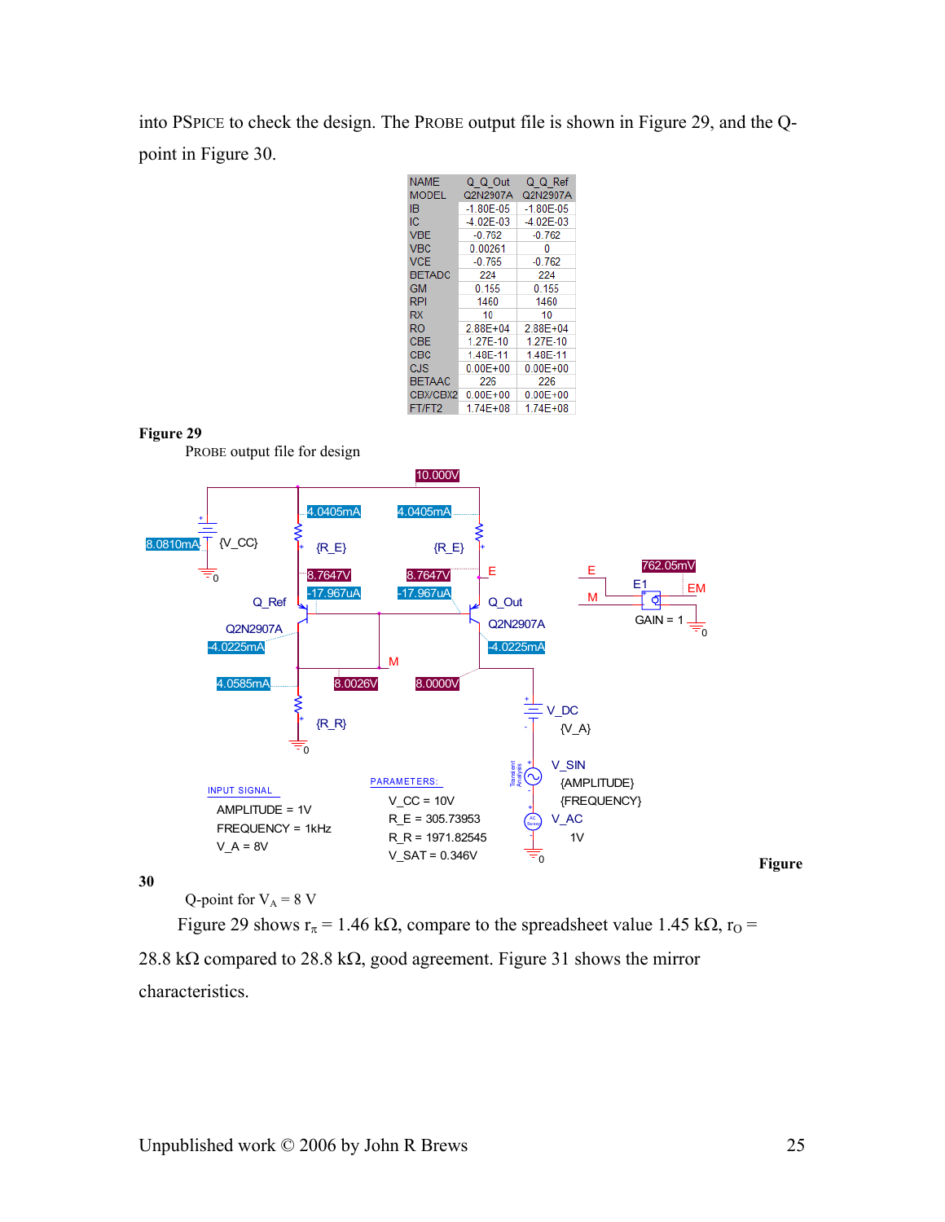into PSPICE to check the design. The PROBE output file is shown in Figure 29, and the Q-point in Figure 30.

| NAME | Q_Q_Out | Q_Q_Ref |
|---|---|---|
| MODEL | Q2N2907A | Q2N2907A |
| IB | -1.80E-05 | -1.80E-05 |
| IC | -4.02E-03 | -4.02E-03 |
| VBE | -0.762 | -0.762 |
| VBC | 0.00261 | 0 |
| VCE | -0.765 | -0.762 |
| BETADC | 224 | 224 |
| GM | 0.155 | 0.155 |
| RPI | 1460 | 1460 |
| RX | 10 | 10 |
| RO | 2.88E+04 | 2.88E+04 |
| CBE | 1.27E-10 | 1.27E-10 |
| CBC | 1.48E-11 | 1.48E-11 |
| CJS | 0.00E+00 | 0.00E+00 |
| BETAAC | 226 | 226 |
| CBX/CBX2 | 0.00E+00 | 0.00E+00 |
| FT/FT2 | 1.74E+08 | 1.74E+08 |

**Figure 29**
PROBE output file for design

10.000V

4.0405mA 4.0405mA

8.0810mA {V_CC} {R_E} {R_E}

8.7647V 8.7647V E E 762.05mV

-17.967uA -17.967uA E1 EM

Q_Ref Q_Out M GAIN = 1

Q2N2907A Q2N2907A

-4.0225mA -4.0225mA

M

4.0585mA 8.0026V 8.0000V

V_DC {V_A}

{R_R}

V_SIN {AMPLITUDE} {FREQUENCY}

INPUT SIGNAL

AMPLITUDE = 1V
FREQUENCY = 1kHz
V_A = 8V

PARAMETERS:

V_CC = 10V
R_E = 305.73953
R_R = 1971.82545
V_SAT = 0.346V

V_AC 1V

**Figure 30**
Q-point for $V_A = 8$ V

Figure 29 shows $r_\pi = 1.46$ kΩ, compare to the spreadsheet value 1.45 kΩ, $r_O =$ 28.8 kΩ compared to 28.8 kΩ, good agreement. Figure 31 shows the mirror characteristics.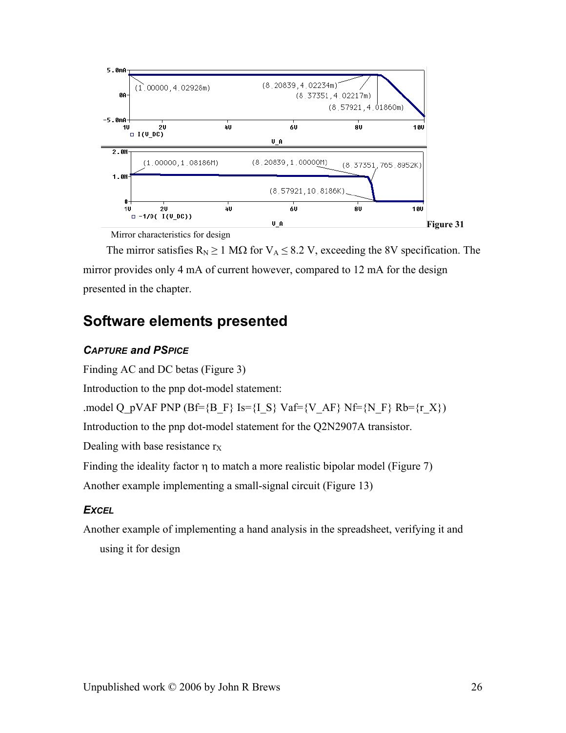5.0mA
0A
-5.0mA
1V 2V 4V 6V 8V 10V
I(V_DC)
V_A
(1.00000,4.02928m)
(8.20839,4.02234m)
(8.37351,4.02217m)
(8.57921,4.01860m)

2.0M
1.0M
0
1V 2V 4V 6V 8V 10V
-1/D( I(V_DC))
V_A
(1.00000,1.08186M)
(8.20839,1.00000M)
(8.37351,765.8952K)
(8.57921,10.8186K)

**Figure 31**

Mirror characteristics for design

The mirror satisfies $R_N \geq 1$ MΩ for $V_A \leq 8.2$ V, exceeding the 8V specification. The mirror provides only 4 mA of current however, compared to 12 mA for the design presented in the chapter.

## Software elements presented

### *CAPTURE and PSPICE*

Finding AC and DC betas (Figure 3)

Introduction to the pnp dot-model statement:

.model Q_pVAF PNP (Bf={B_F} Is={I_S} Vaf={V_AF} Nf={N_F} Rb={r_X})

Introduction to the pnp dot-model statement for the Q2N2907A transistor.

Dealing with base resistance $r_X$

Finding the ideality factor η to match a more realistic bipolar model (Figure 7)

Another example implementing a small-signal circuit (Figure 13)

### *EXCEL*

Another example of implementing a hand analysis in the spreadsheet, verifying it and using it for design